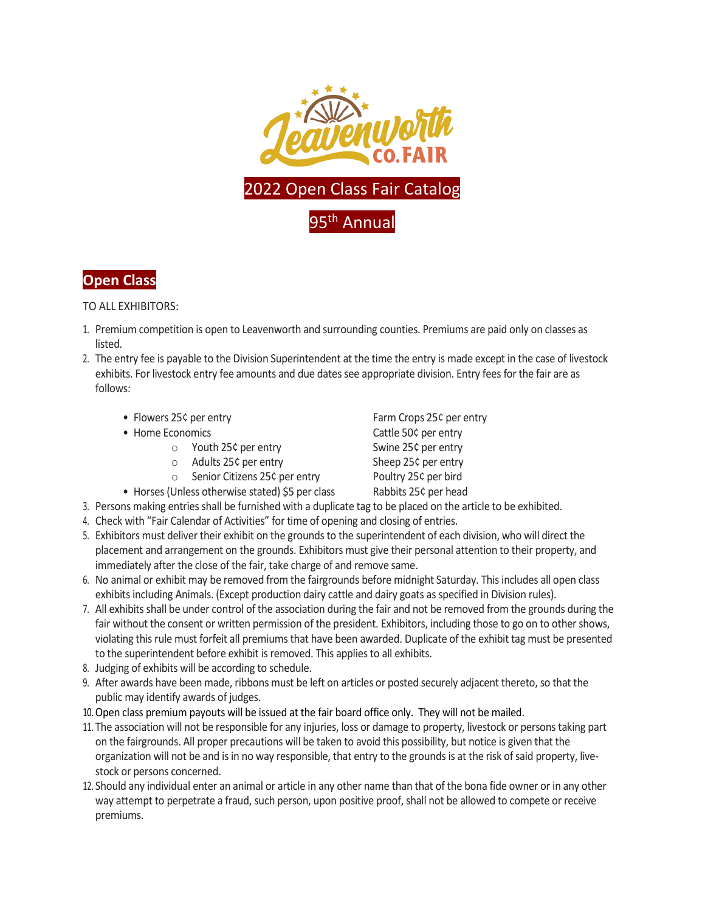# 2022 Open Class Fair Catalog

## 95th Annual

## Open Class

TO ALL EXHIBITORS:

1. Premium competition is open to Leavenworth and surrounding counties. Premiums are paid only on classes as listed.
2. The entry fee is payable to the Division Superintendent at the time the entry is made except in the case of livestock exhibits. For livestock entry fee amounts and due dates see appropriate division. Entry fees for the fair are as follows:
   - Flowers 25¢ per entry
   - Home Economics
     - Youth 25¢ per entry
     - Adults 25¢ per entry
     - Senior Citizens 25¢ per entry
   - Horses (Unless otherwise stated) $5 per class
   - Farm Crops 25¢ per entry
   - Cattle 50¢ per entry
   - Swine 25¢ per entry
   - Sheep 25¢ per entry
   - Poultry 25¢ per bird
   - Rabbits 25¢ per head
3. Persons making entries shall be furnished with a duplicate tag to be placed on the article to be exhibited.
4. Check with "Fair Calendar of Activities" for time of opening and closing of entries.
5. Exhibitors must deliver their exhibit on the grounds to the superintendent of each division, who will direct the placement and arrangement on the grounds. Exhibitors must give their personal attention to their property, and immediately after the close of the fair, take charge of and remove same.
6. No animal or exhibit may be removed from the fairgrounds before midnight Saturday. This includes all open class exhibits including Animals. (Except production dairy cattle and dairy goats as specified in Division rules).
7. All exhibits shall be under control of the association during the fair and not be removed from the grounds during the fair without the consent or written permission of the president. Exhibitors, including those to go on to other shows, violating this rule must forfeit all premiums that have been awarded. Duplicate of the exhibit tag must be presented to the superintendent before exhibit is removed. This applies to all exhibits.
8. Judging of exhibits will be according to schedule.
9. After awards have been made, ribbons must be left on articles or posted securely adjacent thereto, so that the public may identify awards of judges.
10. Open class premium payouts will be issued at the fair board office only. They will not be mailed.
11. The association will not be responsible for any injuries, loss or damage to property, livestock or persons taking part on the fairgrounds. All proper precautions will be taken to avoid this possibility, but notice is given that the organization will not be and is in no way responsible, that entry to the grounds is at the risk of said property, live-stock or persons concerned.
12. Should any individual enter an animal or article in any other name than that of the bona fide owner or in any other way attempt to perpetrate a fraud, such person, upon positive proof, shall not be allowed to compete or receive premiums.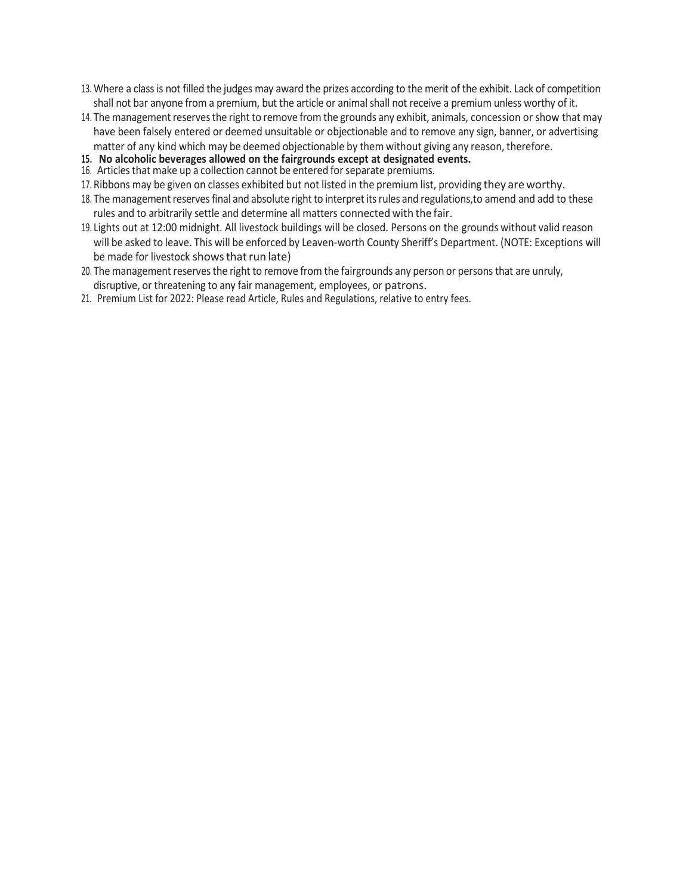13. Where a class is not filled the judges may award the prizes according to the merit of the exhibit. Lack of competition shall not bar anyone from a premium, but the article or animal shall not receive a premium unless worthy of it.
14. The management reserves the right to remove from the grounds any exhibit, animals, concession or show that may have been falsely entered or deemed unsuitable or objectionable and to remove any sign, banner, or advertising matter of any kind which may be deemed objectionable by them without giving any reason, therefore.
15. **No alcoholic beverages allowed on the fairgrounds except at designated events.**
16. Articles that make up a collection cannot be entered for separate premiums.
17. Ribbons may be given on classes exhibited but not listed in the premium list, providing they are worthy.
18. The management reserves final and absolute right to interpret its rules and regulations,to amend and add to these rules and to arbitrarily settle and determine all matters connected with the fair.
19. Lights out at 12:00 midnight. All livestock buildings will be closed. Persons on the grounds without valid reason will be asked to leave. This will be enforced by Leaven-worth County Sheriff's Department. (NOTE: Exceptions will be made for livestock shows that run late)
20. The management reserves the right to remove from the fairgrounds any person or persons that are unruly, disruptive, or threatening to any fair management, employees, or patrons.
21. Premium List for 2022: Please read Article, Rules and Regulations, relative to entry fees.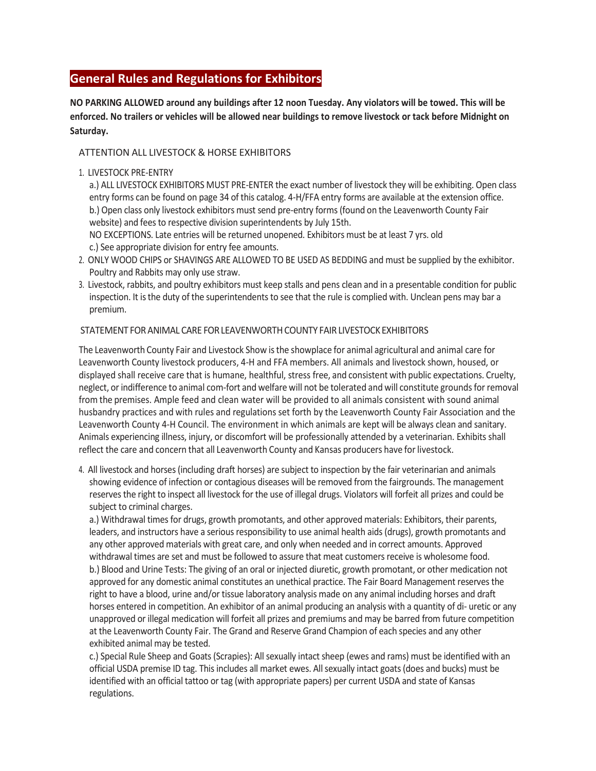## General Rules and Regulations for Exhibitors

**NO PARKING ALLOWED around any buildings after 12 noon Tuesday. Any violators will be towed. This will be enforced. No trailers or vehicles will be allowed near buildings to remove livestock or tack before Midnight on Saturday.**

ATTENTION ALL LIVESTOCK & HORSE EXHIBITORS

1. LIVESTOCK PRE-ENTRY

   a.) ALL LIVESTOCK EXHIBITORS MUST PRE-ENTER the exact number of livestock they will be exhibiting. Open class entry forms can be found on page 34 of this catalog. 4-H/FFA entry forms are available at the extension office.
   b.) Open class only livestock exhibitors must send pre-entry forms (found on the Leavenworth County Fair website) and fees to respective division superintendents by July 15th.
   NO EXCEPTIONS. Late entries will be returned unopened. Exhibitors must be at least 7 yrs. old
   c.) See appropriate division for entry fee amounts.

2. ONLY WOOD CHIPS or SHAVINGS ARE ALLOWED TO BE USED AS BEDDING and must be supplied by the exhibitor. Poultry and Rabbits may only use straw.
3. Livestock, rabbits, and poultry exhibitors must keep stalls and pens clean and in a presentable condition for public inspection. It is the duty of the superintendents to see that the rule is complied with. Unclean pens may bar a premium.

STATEMENT FOR ANIMAL CARE FOR LEAVENWORTH COUNTY FAIR LIVESTOCK EXHIBITORS

The Leavenworth County Fair and Livestock Show is the showplace for animal agricultural and animal care for Leavenworth County livestock producers, 4-H and FFA members. All animals and livestock shown, housed, or displayed shall receive care that is humane, healthful, stress free, and consistent with public expectations. Cruelty, neglect, or indifference to animal com-fort and welfare will not be tolerated and will constitute grounds for removal from the premises. Ample feed and clean water will be provided to all animals consistent with sound animal husbandry practices and with rules and regulations set forth by the Leavenworth County Fair Association and the Leavenworth County 4-H Council. The environment in which animals are kept will be always clean and sanitary. Animals experiencing illness, injury, or discomfort will be professionally attended by a veterinarian. Exhibits shall reflect the care and concern that all Leavenworth County and Kansas producers have for livestock.

4. All livestock and horses (including draft horses) are subject to inspection by the fair veterinarian and animals showing evidence of infection or contagious diseases will be removed from the fairgrounds. The management reserves the right to inspect all livestock for the use of illegal drugs. Violators will forfeit all prizes and could be subject to criminal charges.

   a.) Withdrawal times for drugs, growth promotants, and other approved materials: Exhibitors, their parents, leaders, and instructors have a serious responsibility to use animal health aids (drugs), growth promotants and any other approved materials with great care, and only when needed and in correct amounts. Approved withdrawal times are set and must be followed to assure that meat customers receive is wholesome food.
   b.) Blood and Urine Tests: The giving of an oral or injected diuretic, growth promotant, or other medication not approved for any domestic animal constitutes an unethical practice. The Fair Board Management reserves the right to have a blood, urine and/or tissue laboratory analysis made on any animal including horses and draft horses entered in competition. An exhibitor of an animal producing an analysis with a quantity of di- uretic or any unapproved or illegal medication will forfeit all prizes and premiums and may be barred from future competition at the Leavenworth County Fair. The Grand and Reserve Grand Champion of each species and any other exhibited animal may be tested.
   c.) Special Rule Sheep and Goats (Scrapies): All sexually intact sheep (ewes and rams) must be identified with an official USDA premise ID tag. This includes all market ewes. All sexually intact goats (does and bucks) must be identified with an official tattoo or tag (with appropriate papers) per current USDA and state of Kansas regulations.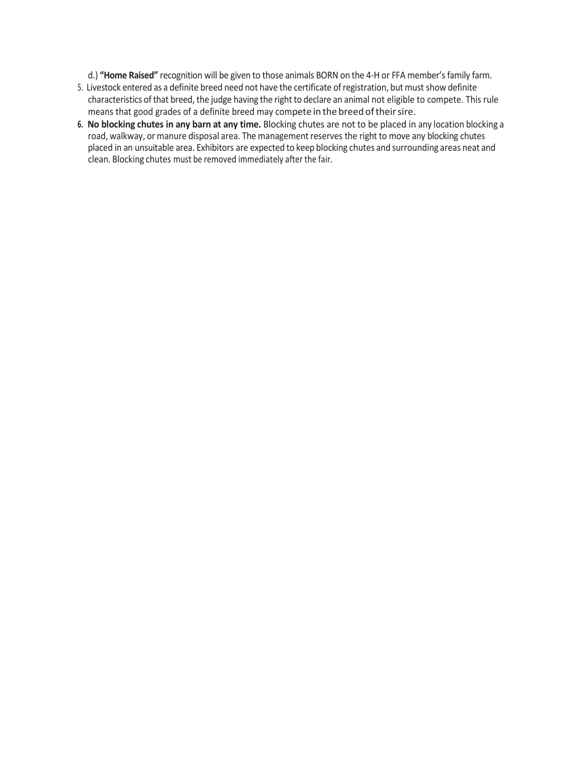d.) **"Home Raised"** recognition will be given to those animals BORN on the 4-H or FFA member's family farm.

5. Livestock entered as a definite breed need not have the certificate of registration, but must show definite characteristics of that breed, the judge having the right to declare an animal not eligible to compete. This rule means that good grades of a definite breed may compete in the breed of their sire.
6. **No blocking chutes in any barn at any time.** Blocking chutes are not to be placed in any location blocking a road, walkway, or manure disposal area. The management reserves the right to move any blocking chutes placed in an unsuitable area. Exhibitors are expected to keep blocking chutes and surrounding areas neat and clean. Blocking chutes must be removed immediately after the fair.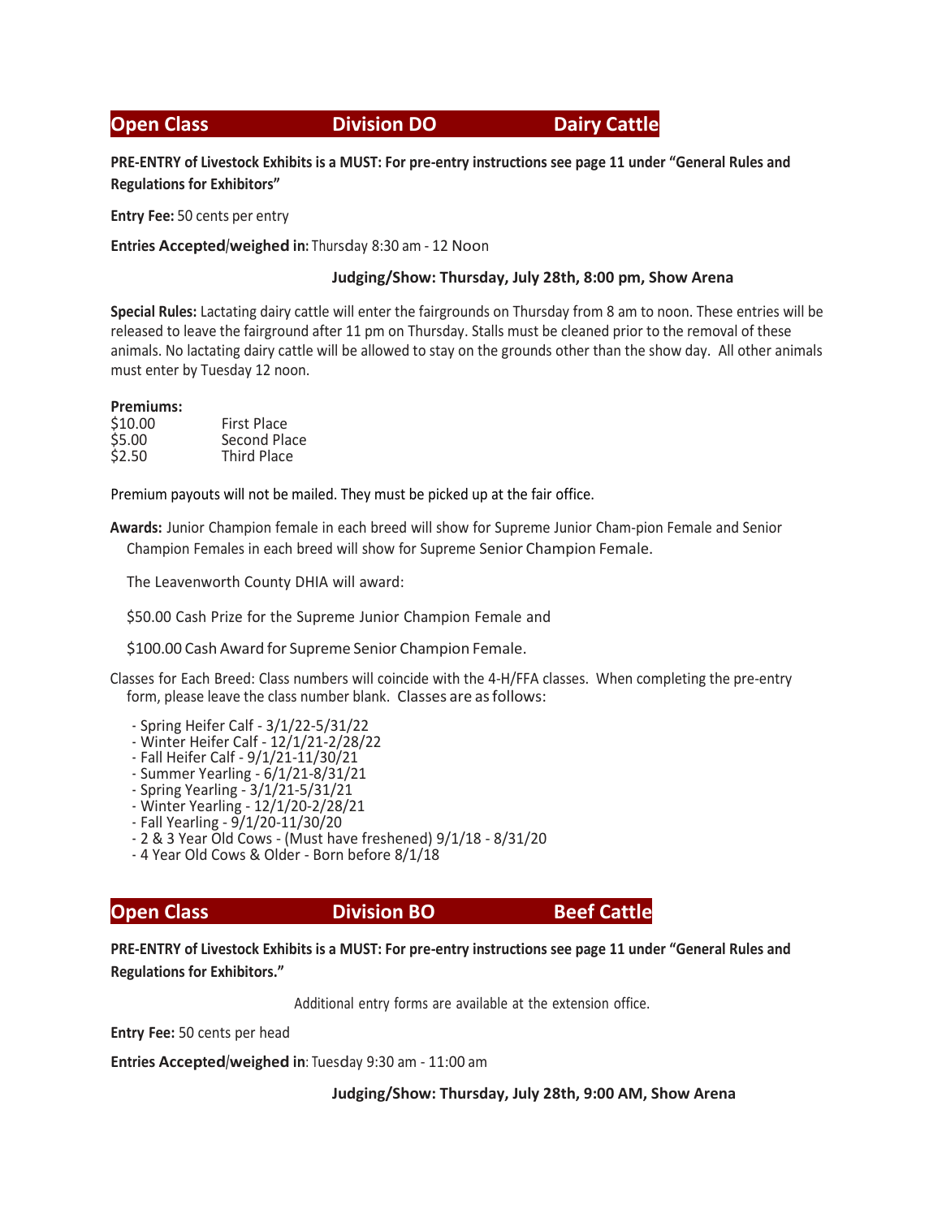## Open Class Division DO Dairy Cattle

**PRE-ENTRY of Livestock Exhibits is a MUST: For pre-entry instructions see page 11 under "General Rules and Regulations for Exhibitors"**

**Entry Fee:** 50 cents per entry

**Entries Accepted/weighed in:** Thursday 8:30 am - 12 Noon

**Judging/Show: Thursday, July 28th, 8:00 pm, Show Arena**

**Special Rules:** Lactating dairy cattle will enter the fairgrounds on Thursday from 8 am to noon. These entries will be released to leave the fairground after 11 pm on Thursday. Stalls must be cleaned prior to the removal of these animals. No lactating dairy cattle will be allowed to stay on the grounds other than the show day. All other animals must enter by Tuesday 12 noon.

**Premiums:**

| | |
|---|---|
| $10.00 | First Place |
| $5.00 | Second Place |
| $2.50 | Third Place |

Premium payouts will not be mailed. They must be picked up at the fair office.

**Awards:** Junior Champion female in each breed will show for Supreme Junior Cham-pion Female and Senior Champion Females in each breed will show for Supreme Senior Champion Female.

The Leavenworth County DHIA will award:

$50.00 Cash Prize for the Supreme Junior Champion Female and

$100.00 Cash Award for Supreme Senior Champion Female.

Classes for Each Breed: Class numbers will coincide with the 4-H/FFA classes. When completing the pre-entry form, please leave the class number blank. Classes are as follows:

- Spring Heifer Calf - 3/1/22-5/31/22
- Winter Heifer Calf - 12/1/21-2/28/22
- Fall Heifer Calf - 9/1/21-11/30/21
- Summer Yearling - 6/1/21-8/31/21
- Spring Yearling - 3/1/21-5/31/21
- Winter Yearling - 12/1/20-2/28/21
- Fall Yearling - 9/1/20-11/30/20
- 2 & 3 Year Old Cows - (Must have freshened) 9/1/18 - 8/31/20
- 4 Year Old Cows & Older - Born before 8/1/18

## Open Class Division BO Beef Cattle

**PRE-ENTRY of Livestock Exhibits is a MUST: For pre-entry instructions see page 11 under "General Rules and Regulations for Exhibitors."**

Additional entry forms are available at the extension office.

**Entry Fee:** 50 cents per head

**Entries Accepted/weighed in**: Tuesday 9:30 am - 11:00 am

**Judging/Show: Thursday, July 28th, 9:00 AM, Show Arena**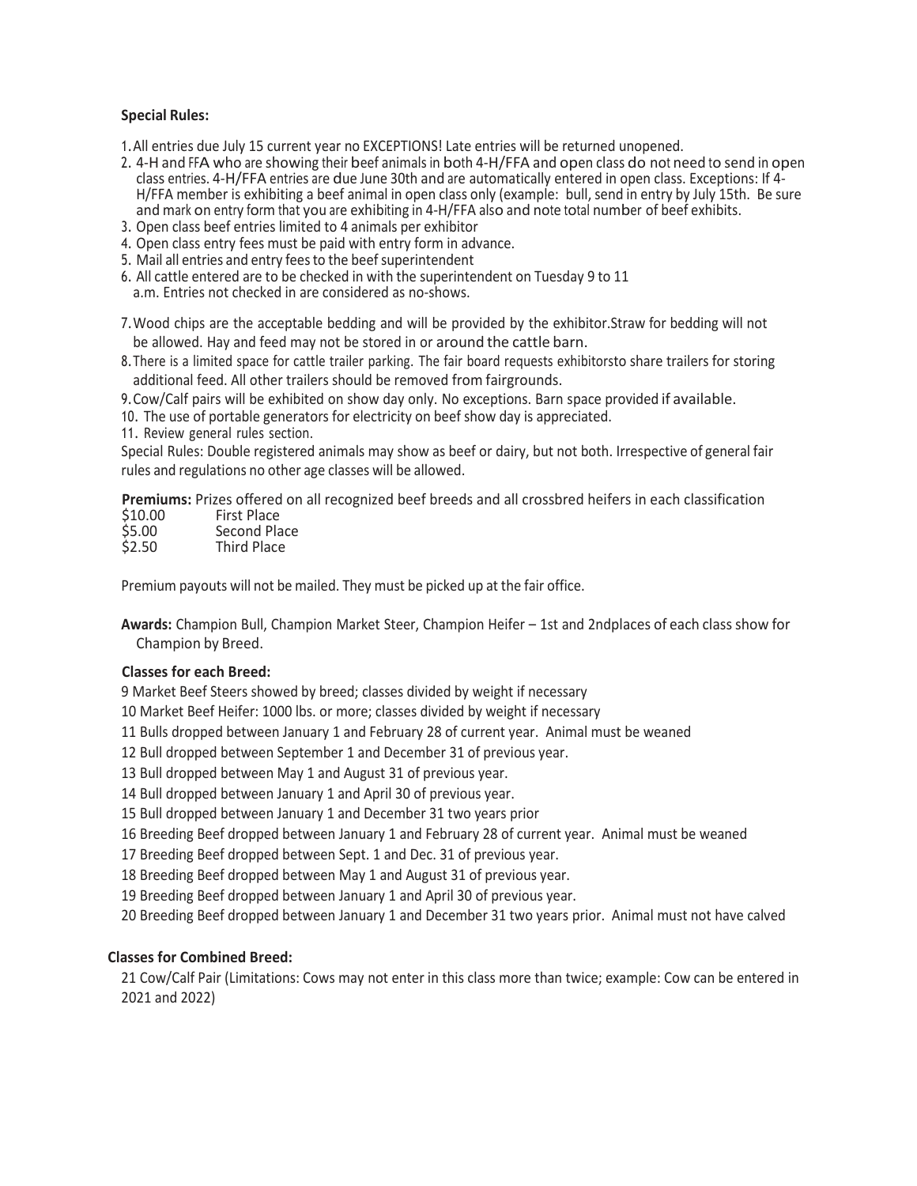**Special Rules:**

1. All entries due July 15 current year no EXCEPTIONS! Late entries will be returned unopened.
2. 4-H and FFA who are showing their beef animals in both 4-H/FFA and open class do not need to send in open class entries. 4-H/FFA entries are due June 30th and are automatically entered in open class. Exceptions: If 4-H/FFA member is exhibiting a beef animal in open class only (example: bull, send in entry by July 15th. Be sure and mark on entry form that you are exhibiting in 4-H/FFA also and note total number of beef exhibits.
3. Open class beef entries limited to 4 animals per exhibitor
4. Open class entry fees must be paid with entry form in advance.
5. Mail all entries and entry fees to the beef superintendent
6. All cattle entered are to be checked in with the superintendent on Tuesday 9 to 11 a.m. Entries not checked in are considered as no-shows.
7. Wood chips are the acceptable bedding and will be provided by the exhibitor.Straw for bedding will not be allowed. Hay and feed may not be stored in or around the cattle barn.
8. There is a limited space for cattle trailer parking. The fair board requests exhibitorsto share trailers for storing additional feed. All other trailers should be removed from fairgrounds.
9. Cow/Calf pairs will be exhibited on show day only. No exceptions. Barn space provided if available.
10. The use of portable generators for electricity on beef show day is appreciated.
11. Review general rules section.

Special Rules: Double registered animals may show as beef or dairy, but not both. Irrespective of general fair rules and regulations no other age classes will be allowed.

**Premiums:** Prizes offered on all recognized beef breeds and all crossbred heifers in each classification

| | |
|---|---|
| $10.00 | First Place |
| $5.00 | Second Place |
| $2.50 | Third Place |

Premium payouts will not be mailed. They must be picked up at the fair office.

**Awards:** Champion Bull, Champion Market Steer, Champion Heifer – 1st and 2ndplaces of each class show for Champion by Breed.

**Classes for each Breed:**

9 Market Beef Steers showed by breed; classes divided by weight if necessary
10 Market Beef Heifer: 1000 lbs. or more; classes divided by weight if necessary
11 Bulls dropped between January 1 and February 28 of current year. Animal must be weaned
12 Bull dropped between September 1 and December 31 of previous year.
13 Bull dropped between May 1 and August 31 of previous year.
14 Bull dropped between January 1 and April 30 of previous year.
15 Bull dropped between January 1 and December 31 two years prior
16 Breeding Beef dropped between January 1 and February 28 of current year. Animal must be weaned
17 Breeding Beef dropped between Sept. 1 and Dec. 31 of previous year.
18 Breeding Beef dropped between May 1 and August 31 of previous year.
19 Breeding Beef dropped between January 1 and April 30 of previous year.
20 Breeding Beef dropped between January 1 and December 31 two years prior. Animal must not have calved

**Classes for Combined Breed:**

21 Cow/Calf Pair (Limitations: Cows may not enter in this class more than twice; example: Cow can be entered in 2021 and 2022)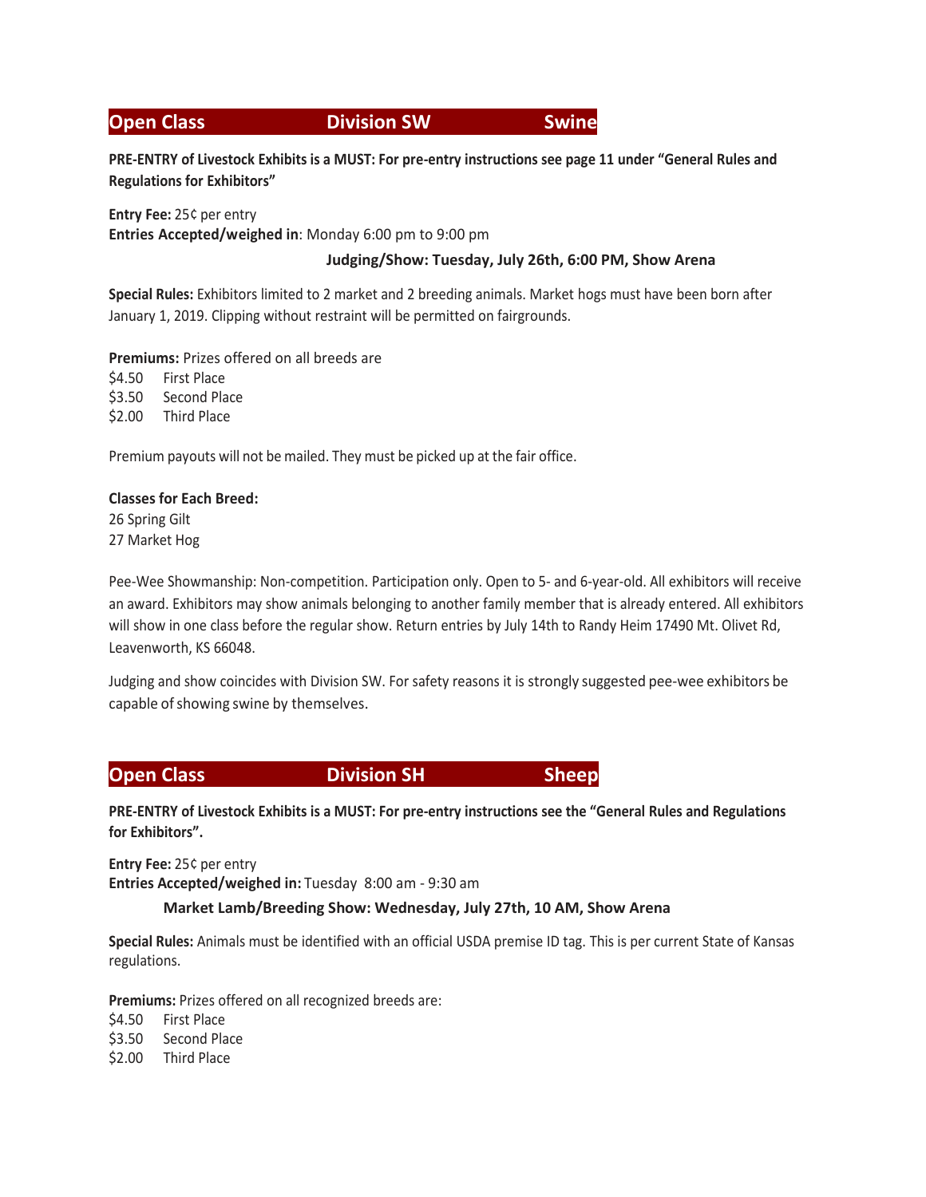## Open Class Division SW Swine

**PRE-ENTRY of Livestock Exhibits is a MUST: For pre-entry instructions see page 11 under "General Rules and Regulations for Exhibitors"**

**Entry Fee:** 25¢ per entry
**Entries Accepted/weighed in**: Monday 6:00 pm to 9:00 pm

**Judging/Show: Tuesday, July 26th, 6:00 PM, Show Arena**

**Special Rules:** Exhibitors limited to 2 market and 2 breeding animals. Market hogs must have been born after January 1, 2019. Clipping without restraint will be permitted on fairgrounds.

**Premiums:** Prizes offered on all breeds are
$4.50 First Place
$3.50 Second Place
$2.00 Third Place

Premium payouts will not be mailed. They must be picked up at the fair office.

**Classes for Each Breed:**
26 Spring Gilt
27 Market Hog

Pee-Wee Showmanship: Non-competition. Participation only. Open to 5- and 6-year-old. All exhibitors will receive an award. Exhibitors may show animals belonging to another family member that is already entered. All exhibitors will show in one class before the regular show. Return entries by July 14th to Randy Heim 17490 Mt. Olivet Rd, Leavenworth, KS 66048.

Judging and show coincides with Division SW. For safety reasons it is strongly suggested pee-wee exhibitors be capable of showing swine by themselves.

## Open Class Division SH Sheep

**PRE-ENTRY of Livestock Exhibits is a MUST: For pre-entry instructions see the "General Rules and Regulations for Exhibitors".**

**Entry Fee:** 25¢ per entry
**Entries Accepted/weighed in:** Tuesday 8:00 am - 9:30 am

**Market Lamb/Breeding Show: Wednesday, July 27th, 10 AM, Show Arena**

**Special Rules:** Animals must be identified with an official USDA premise ID tag. This is per current State of Kansas regulations.

**Premiums:** Prizes offered on all recognized breeds are:
$4.50 First Place
$3.50 Second Place
$2.00 Third Place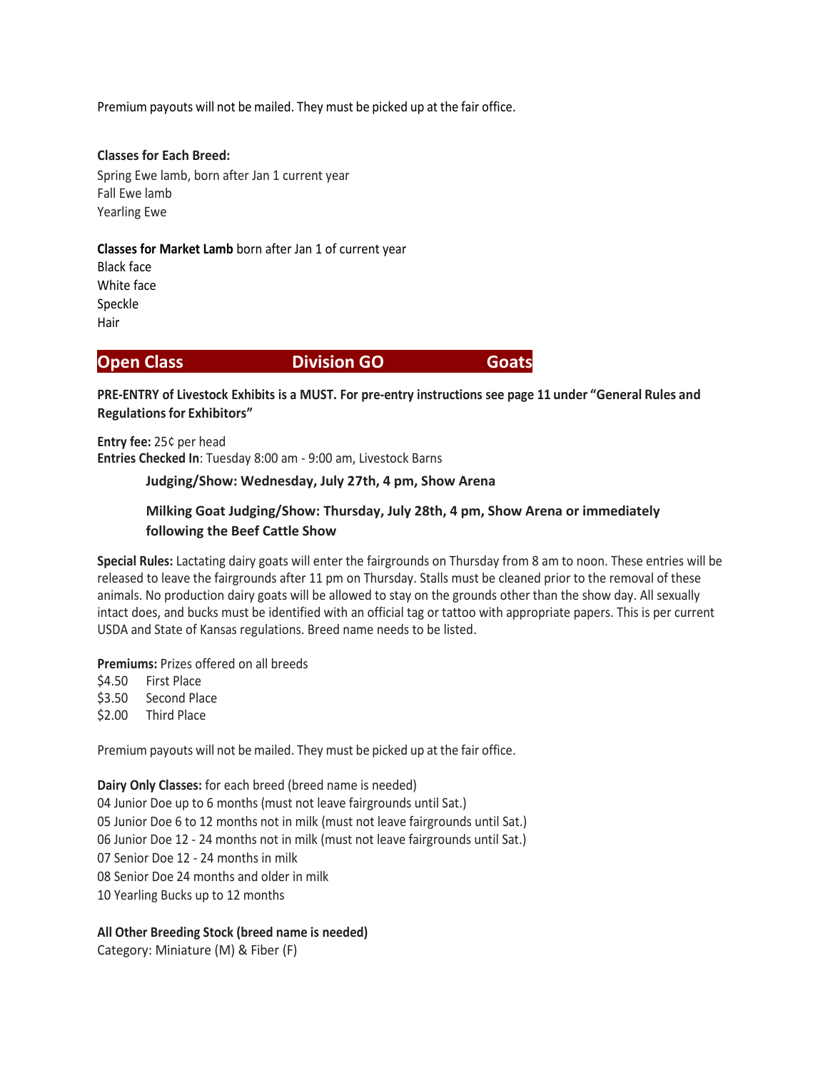Premium payouts will not be mailed. They must be picked up at the fair office.

**Classes for Each Breed:**
Spring Ewe lamb, born after Jan 1 current year
Fall Ewe lamb
Yearling Ewe

**Classes for Market Lamb** born after Jan 1 of current year
Black face
White face
Speckle
Hair

## Open Class Division GO Goats

**PRE-ENTRY of Livestock Exhibits is a MUST. For pre-entry instructions see page 11 under "General Rules and Regulations for Exhibitors"**

**Entry fee:** 25¢ per head
**Entries Checked In**: Tuesday 8:00 am - 9:00 am, Livestock Barns

**Judging/Show: Wednesday, July 27th, 4 pm, Show Arena**

**Milking Goat Judging/Show: Thursday, July 28th, 4 pm, Show Arena or immediately following the Beef Cattle Show**

**Special Rules:** Lactating dairy goats will enter the fairgrounds on Thursday from 8 am to noon. These entries will be released to leave the fairgrounds after 11 pm on Thursday. Stalls must be cleaned prior to the removal of these animals. No production dairy goats will be allowed to stay on the grounds other than the show day. All sexually intact does, and bucks must be identified with an official tag or tattoo with appropriate papers. This is per current USDA and State of Kansas regulations. Breed name needs to be listed.

**Premiums:** Prizes offered on all breeds
$4.50 First Place
$3.50 Second Place
$2.00 Third Place

Premium payouts will not be mailed. They must be picked up at the fair office.

**Dairy Only Classes:** for each breed (breed name is needed)
04 Junior Doe up to 6 months (must not leave fairgrounds until Sat.)
05 Junior Doe 6 to 12 months not in milk (must not leave fairgrounds until Sat.)
06 Junior Doe 12 - 24 months not in milk (must not leave fairgrounds until Sat.)
07 Senior Doe 12 - 24 months in milk
08 Senior Doe 24 months and older in milk
10 Yearling Bucks up to 12 months

**All Other Breeding Stock (breed name is needed)**
Category: Miniature (M) & Fiber (F)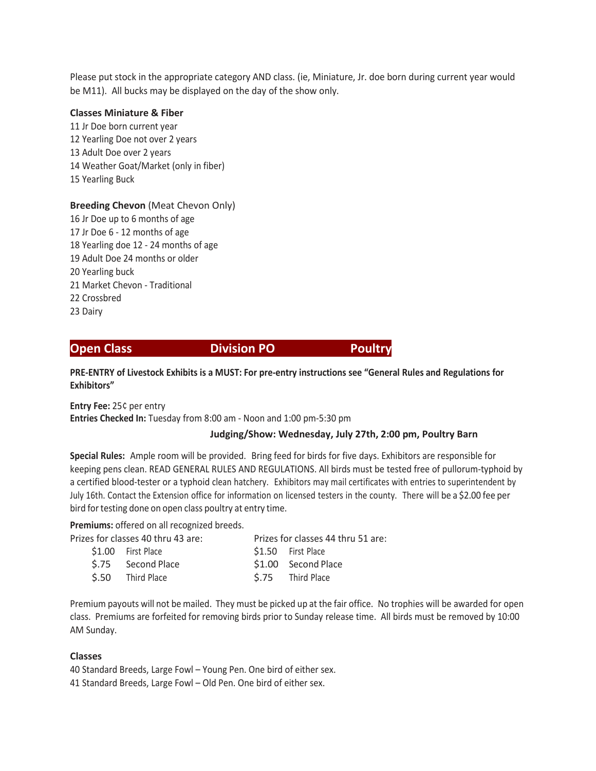Please put stock in the appropriate category AND class. (ie, Miniature, Jr. doe born during current year would be M11). All bucks may be displayed on the day of the show only.

**Classes Miniature & Fiber**

11 Jr Doe born current year
12 Yearling Doe not over 2 years
13 Adult Doe over 2 years
14 Weather Goat/Market (only in fiber)
15 Yearling Buck

**Breeding Chevon** (Meat Chevon Only)

16 Jr Doe up to 6 months of age
17 Jr Doe 6 - 12 months of age
18 Yearling doe 12 - 24 months of age
19 Adult Doe 24 months or older
20 Yearling buck
21 Market Chevon - Traditional
22 Crossbred
23 Dairy

## Open Class — Division PO — Poultry

**PRE-ENTRY of Livestock Exhibits is a MUST: For pre-entry instructions see "General Rules and Regulations for Exhibitors"**

**Entry Fee:** 25¢ per entry
**Entries Checked In:** Tuesday from 8:00 am - Noon and 1:00 pm-5:30 pm

**Judging/Show: Wednesday, July 27th, 2:00 pm, Poultry Barn**

**Special Rules:** Ample room will be provided. Bring feed for birds for five days. Exhibitors are responsible for keeping pens clean. READ GENERAL RULES AND REGULATIONS. All birds must be tested free of pullorum-typhoid by a certified blood-tester or a typhoid clean hatchery. Exhibitors may mail certificates with entries to superintendent by July 16th. Contact the Extension office for information on licensed testers in the county. There will be a $2.00 fee per bird for testing done on open class poultry at entry time.

**Premiums:** offered on all recognized breeds.

| Prizes for classes 40 thru 43 are: | | Prizes for classes 44 thru 51 are: | |
|---|---|---|---|
| $1.00 | First Place | $1.50 | First Place |
| $.75 | Second Place | $1.00 | Second Place |
| $.50 | Third Place | $.75 | Third Place |

Premium payouts will not be mailed. They must be picked up at the fair office. No trophies will be awarded for open class. Premiums are forfeited for removing birds prior to Sunday release time. All birds must be removed by 10:00 AM Sunday.

**Classes**

40 Standard Breeds, Large Fowl – Young Pen. One bird of either sex.
41 Standard Breeds, Large Fowl – Old Pen. One bird of either sex.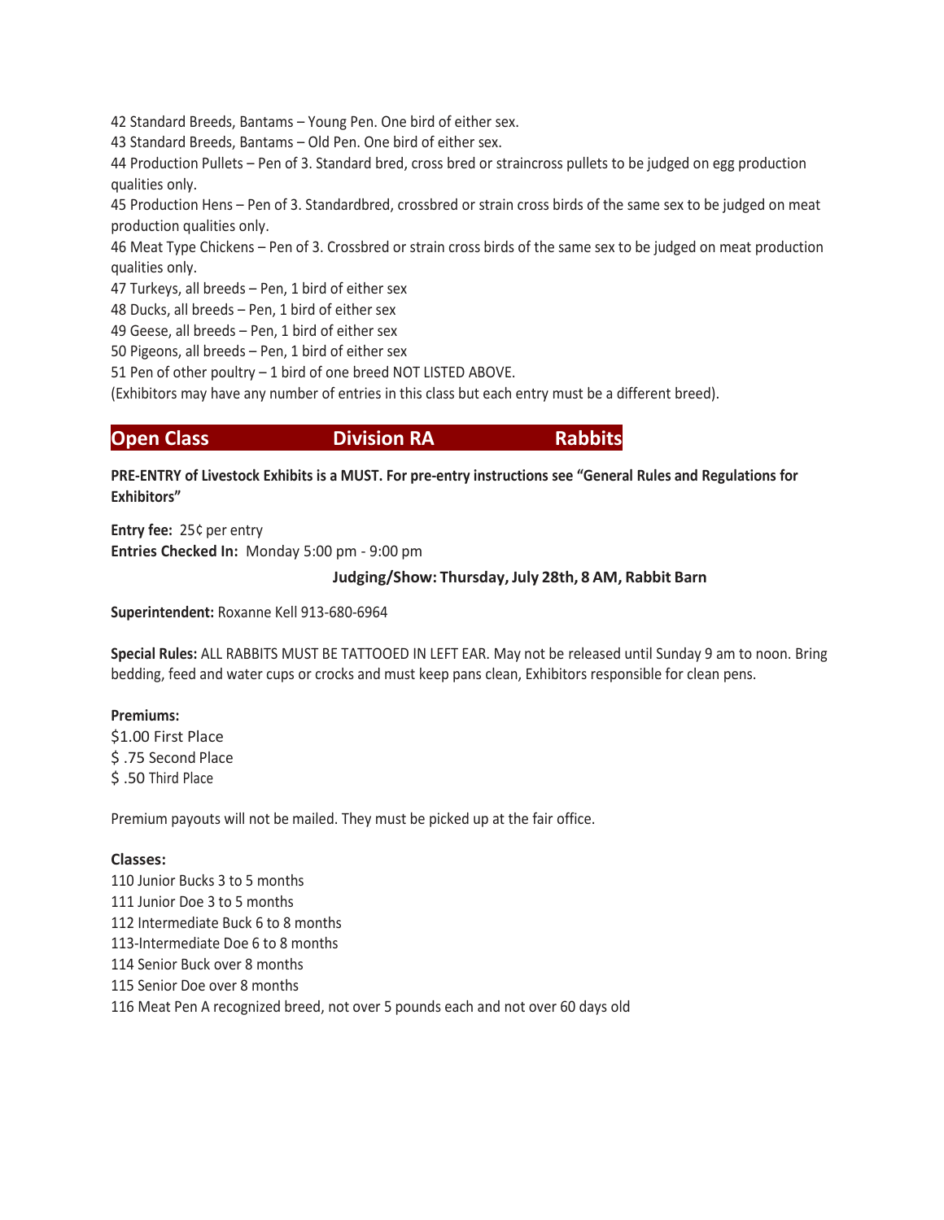42 Standard Breeds, Bantams – Young Pen. One bird of either sex.
43 Standard Breeds, Bantams – Old Pen. One bird of either sex.
44 Production Pullets – Pen of 3. Standard bred, cross bred or straincross pullets to be judged on egg production qualities only.
45 Production Hens – Pen of 3. Standardbred, crossbred or strain cross birds of the same sex to be judged on meat production qualities only.
46 Meat Type Chickens – Pen of 3. Crossbred or strain cross birds of the same sex to be judged on meat production qualities only.
47 Turkeys, all breeds – Pen, 1 bird of either sex
48 Ducks, all breeds – Pen, 1 bird of either sex
49 Geese, all breeds – Pen, 1 bird of either sex
50 Pigeons, all breeds – Pen, 1 bird of either sex
51 Pen of other poultry – 1 bird of one breed NOT LISTED ABOVE.
(Exhibitors may have any number of entries in this class but each entry must be a different breed).

## Open Class Division RA Rabbits

**PRE-ENTRY of Livestock Exhibits is a MUST. For pre-entry instructions see "General Rules and Regulations for Exhibitors"**

**Entry fee:** 25¢ per entry
**Entries Checked In:** Monday 5:00 pm - 9:00 pm

**Judging/Show: Thursday, July 28th, 8 AM, Rabbit Barn**

**Superintendent:** Roxanne Kell 913-680-6964

**Special Rules:** ALL RABBITS MUST BE TATTOOED IN LEFT EAR. May not be released until Sunday 9 am to noon. Bring bedding, feed and water cups or crocks and must keep pans clean, Exhibitors responsible for clean pens.

**Premiums:**
$1.00 First Place
$ .75 Second Place
$ .50 Third Place

Premium payouts will not be mailed. They must be picked up at the fair office.

**Classes:**
110 Junior Bucks 3 to 5 months
111 Junior Doe 3 to 5 months
112 Intermediate Buck 6 to 8 months
113-Intermediate Doe 6 to 8 months
114 Senior Buck over 8 months
115 Senior Doe over 8 months
116 Meat Pen A recognized breed, not over 5 pounds each and not over 60 days old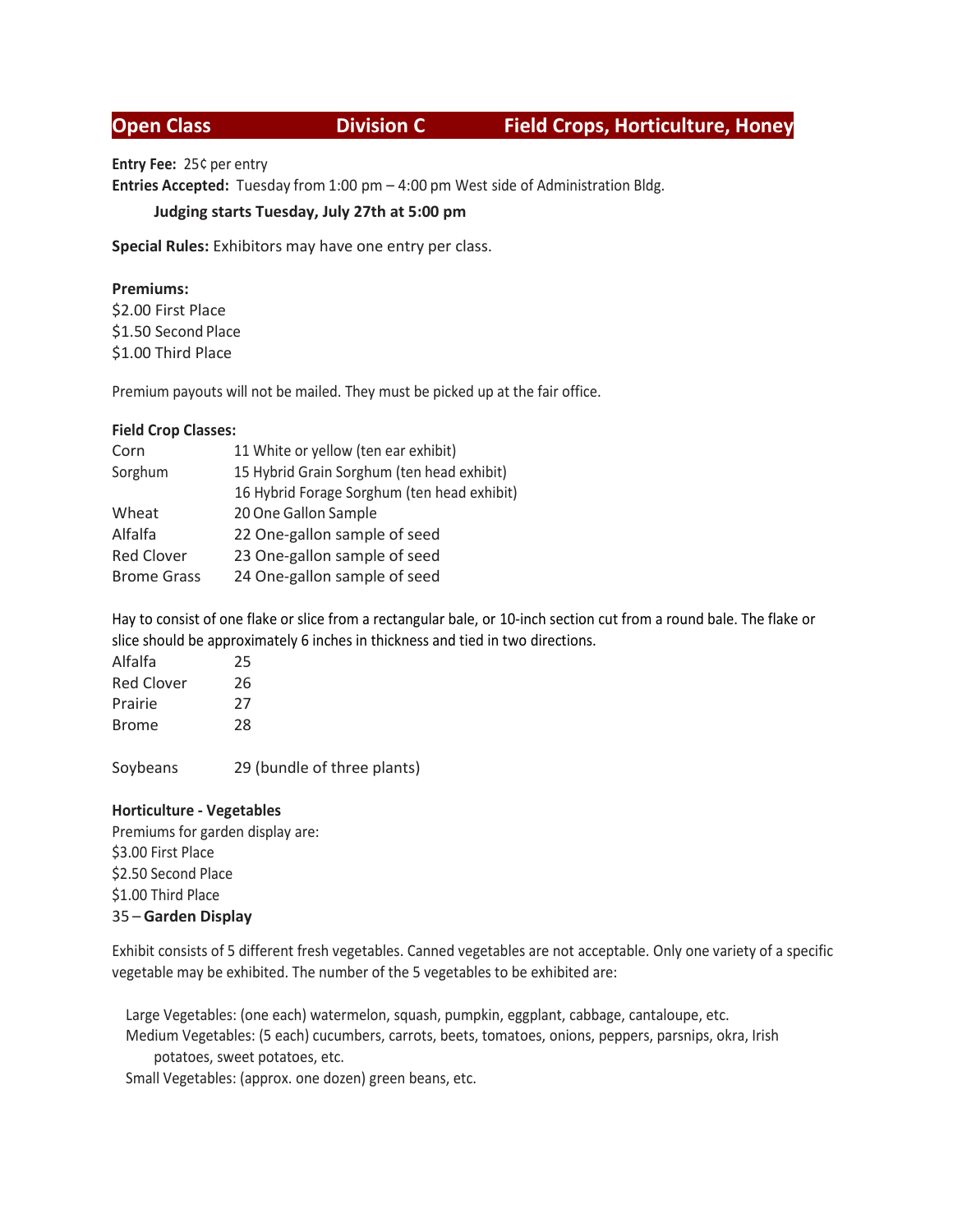## Open Class — Division C — Field Crops, Horticulture, Honey

**Entry Fee:** 25¢ per entry

**Entries Accepted:** Tuesday from 1:00 pm – 4:00 pm West side of Administration Bldg.

**Judging starts Tuesday, July 27th at 5:00 pm**

**Special Rules:** Exhibitors may have one entry per class.

**Premiums:**

$2.00 First Place
$1.50 Second Place
$1.00 Third Place

Premium payouts will not be mailed. They must be picked up at the fair office.

**Field Crop Classes:**

| | |
|---|---|
| Corn | 11 White or yellow (ten ear exhibit) |
| Sorghum | 15 Hybrid Grain Sorghum (ten head exhibit) |
| | 16 Hybrid Forage Sorghum (ten head exhibit) |
| Wheat | 20 One Gallon Sample |
| Alfalfa | 22 One-gallon sample of seed |
| Red Clover | 23 One-gallon sample of seed |
| Brome Grass | 24 One-gallon sample of seed |

Hay to consist of one flake or slice from a rectangular bale, or 10-inch section cut from a round bale. The flake or slice should be approximately 6 inches in thickness and tied in two directions.

| | |
|---|---|
| Alfalfa | 25 |
| Red Clover | 26 |
| Prairie | 27 |
| Brome | 28 |

Soybeans 29 (bundle of three plants)

**Horticulture - Vegetables**

Premiums for garden display are:

$3.00 First Place
$2.50 Second Place
$1.00 Third Place

35 – **Garden Display**

Exhibit consists of 5 different fresh vegetables. Canned vegetables are not acceptable. Only one variety of a specific vegetable may be exhibited. The number of the 5 vegetables to be exhibited are:

- Large Vegetables: (one each) watermelon, squash, pumpkin, eggplant, cabbage, cantaloupe, etc.
- Medium Vegetables: (5 each) cucumbers, carrots, beets, tomatoes, onions, peppers, parsnips, okra, Irish potatoes, sweet potatoes, etc.
- Small Vegetables: (approx. one dozen) green beans, etc.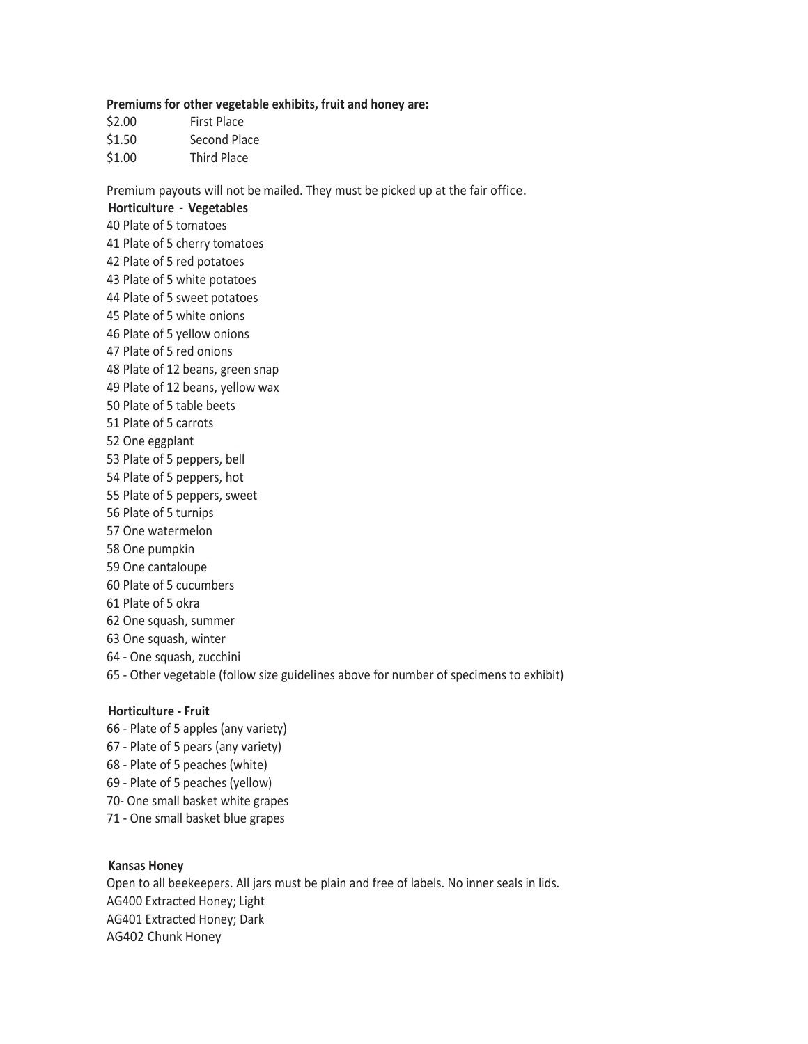**Premiums for other vegetable exhibits, fruit and honey are:**

| | |
|---|---|
| $2.00 | First Place |
| $1.50 | Second Place |
| $1.00 | Third Place |

Premium payouts will not be mailed. They must be picked up at the fair office.

**Horticulture - Vegetables**

40 Plate of 5 tomatoes
41 Plate of 5 cherry tomatoes
42 Plate of 5 red potatoes
43 Plate of 5 white potatoes
44 Plate of 5 sweet potatoes
45 Plate of 5 white onions
46 Plate of 5 yellow onions
47 Plate of 5 red onions
48 Plate of 12 beans, green snap
49 Plate of 12 beans, yellow wax
50 Plate of 5 table beets
51 Plate of 5 carrots
52 One eggplant
53 Plate of 5 peppers, bell
54 Plate of 5 peppers, hot
55 Plate of 5 peppers, sweet
56 Plate of 5 turnips
57 One watermelon
58 One pumpkin
59 One cantaloupe
60 Plate of 5 cucumbers
61 Plate of 5 okra
62 One squash, summer
63 One squash, winter
64 - One squash, zucchini
65 - Other vegetable (follow size guidelines above for number of specimens to exhibit)

**Horticulture - Fruit**

66 - Plate of 5 apples (any variety)
67 - Plate of 5 pears (any variety)
68 - Plate of 5 peaches (white)
69 - Plate of 5 peaches (yellow)
70- One small basket white grapes
71 - One small basket blue grapes

**Kansas Honey**

Open to all beekeepers. All jars must be plain and free of labels. No inner seals in lids.
AG400 Extracted Honey; Light
AG401 Extracted Honey; Dark
AG402 Chunk Honey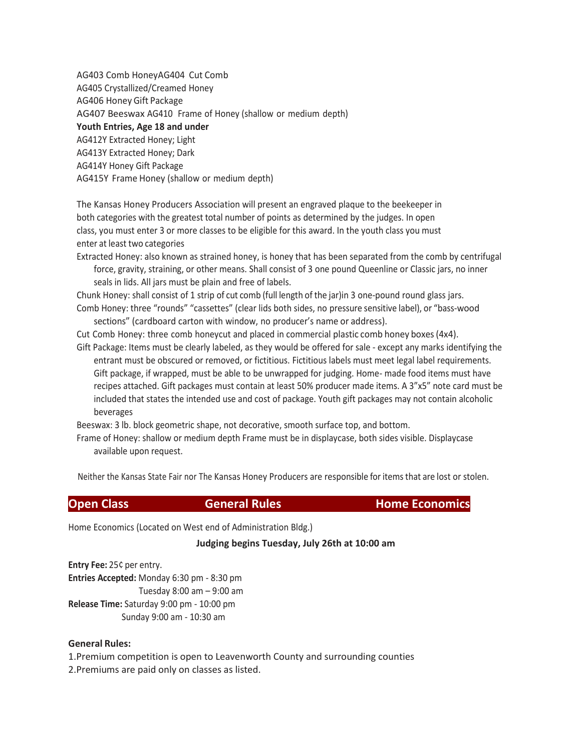AG403 Comb HoneyAG404 Cut Comb
AG405 Crystallized/Creamed Honey
AG406 Honey Gift Package
AG407 Beeswax AG410 Frame of Honey (shallow or medium depth)

**Youth Entries, Age 18 and under**

AG412Y Extracted Honey; Light
AG413Y Extracted Honey; Dark
AG414Y Honey Gift Package
AG415Y Frame Honey (shallow or medium depth)

The Kansas Honey Producers Association will present an engraved plaque to the beekeeper in both categories with the greatest total number of points as determined by the judges. In open class, you must enter 3 or more classes to be eligible for this award. In the youth class you must enter at least two categories

Extracted Honey: also known as strained honey, is honey that has been separated from the comb by centrifugal force, gravity, straining, or other means. Shall consist of 3 one pound Queenline or Classic jars, no inner seals in lids. All jars must be plain and free of labels.

Chunk Honey: shall consist of 1 strip of cut comb (full length of the jar)in 3 one-pound round glass jars.

Comb Honey: three "rounds" "cassettes" (clear lids both sides, no pressure sensitive label), or "bass-wood sections" (cardboard carton with window, no producer's name or address).

Cut Comb Honey: three comb honeycut and placed in commercial plastic comb honey boxes (4x4).

Gift Package: Items must be clearly labeled, as they would be offered for sale - except any marks identifying the entrant must be obscured or removed, or fictitious. Fictitious labels must meet legal label requirements. Gift package, if wrapped, must be able to be unwrapped for judging. Home- made food items must have recipes attached. Gift packages must contain at least 50% producer made items. A 3"x5" note card must be included that states the intended use and cost of package. Youth gift packages may not contain alcoholic beverages

Beeswax: 3 lb. block geometric shape, not decorative, smooth surface top, and bottom.

Frame of Honey: shallow or medium depth Frame must be in displaycase, both sides visible. Displaycase available upon request.

Neither the Kansas State Fair nor The Kansas Honey Producers are responsible for items that are lost or stolen.

## Open Class General Rules Home Economics

Home Economics (Located on West end of Administration Bldg.)

**Judging begins Tuesday, July 26th at 10:00 am**

**Entry Fee:** 25¢ per entry.
**Entries Accepted:** Monday 6:30 pm - 8:30 pm
Tuesday 8:00 am – 9:00 am
**Release Time:** Saturday 9:00 pm - 10:00 pm
Sunday 9:00 am - 10:30 am

**General Rules:**

1. Premium competition is open to Leavenworth County and surrounding counties
2. Premiums are paid only on classes as listed.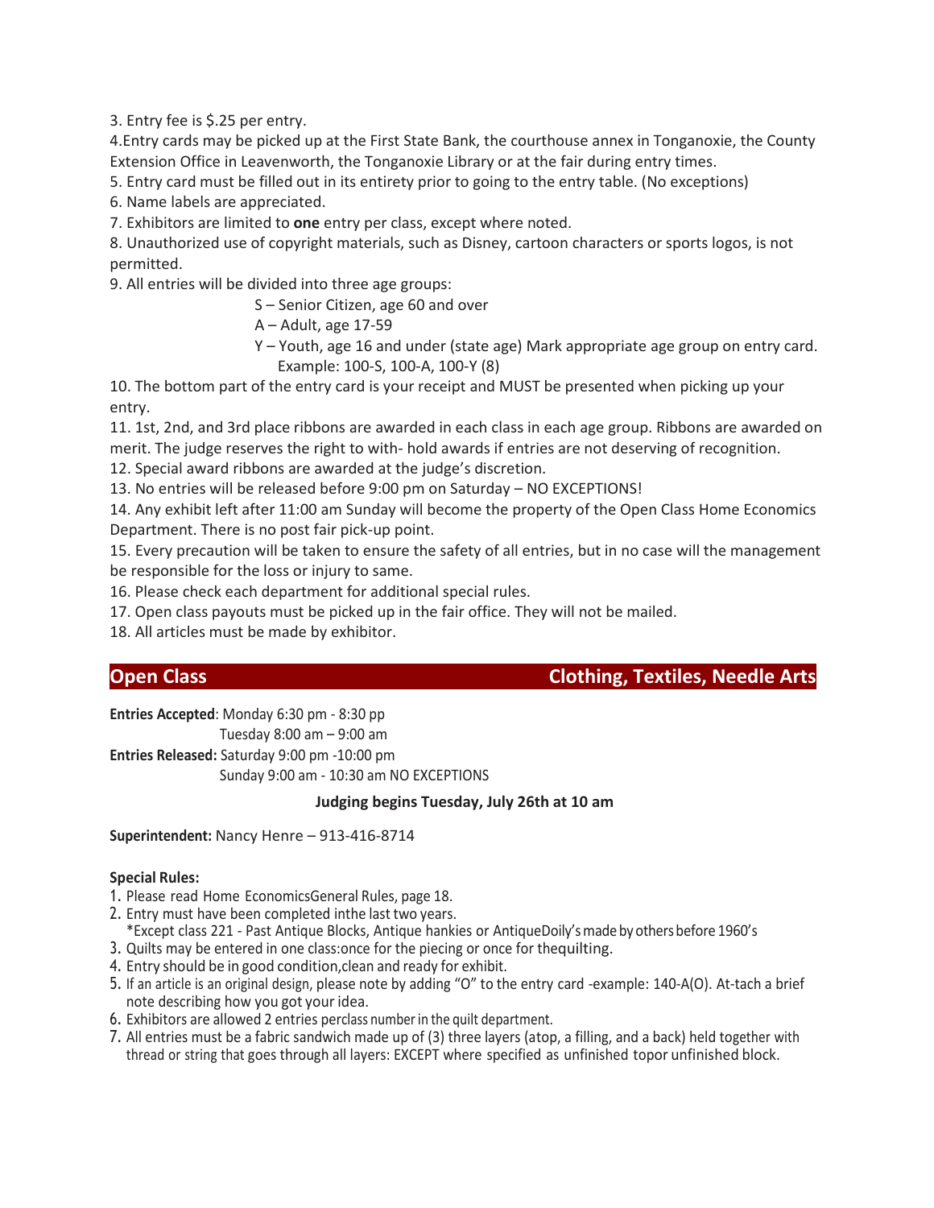3. Entry fee is $.25 per entry.

4.Entry cards may be picked up at the First State Bank, the courthouse annex in Tonganoxie, the County Extension Office in Leavenworth, the Tonganoxie Library or at the fair during entry times.

5. Entry card must be filled out in its entirety prior to going to the entry table. (No exceptions)

6. Name labels are appreciated.

7. Exhibitors are limited to **one** entry per class, except where noted.

8. Unauthorized use of copyright materials, such as Disney, cartoon characters or sports logos, is not permitted.

9. All entries will be divided into three age groups:

S – Senior Citizen, age 60 and over

A – Adult, age 17-59

Y – Youth, age 16 and under (state age) Mark appropriate age group on entry card. Example: 100-S, 100-A, 100-Y (8)

10. The bottom part of the entry card is your receipt and MUST be presented when picking up your entry.

11. 1st, 2nd, and 3rd place ribbons are awarded in each class in each age group. Ribbons are awarded on merit. The judge reserves the right to with- hold awards if entries are not deserving of recognition.

12. Special award ribbons are awarded at the judge's discretion.

13. No entries will be released before 9:00 pm on Saturday – NO EXCEPTIONS!

14. Any exhibit left after 11:00 am Sunday will become the property of the Open Class Home Economics Department. There is no post fair pick-up point.

15. Every precaution will be taken to ensure the safety of all entries, but in no case will the management be responsible for the loss or injury to same.

16. Please check each department for additional special rules.

17. Open class payouts must be picked up in the fair office. They will not be mailed.

18. All articles must be made by exhibitor.

## Open Class — Clothing, Textiles, Needle Arts

**Entries Accepted**: Monday 6:30 pm - 8:30 pp
Tuesday 8:00 am – 9:00 am

**Entries Released:** Saturday 9:00 pm -10:00 pm
Sunday 9:00 am - 10:30 am NO EXCEPTIONS

**Judging begins Tuesday, July 26th at 10 am**

**Superintendent:** Nancy Henre – 913-416-8714

**Special Rules:**

1. Please read Home EconomicsGeneral Rules, page 18.
2. Entry must have been completed inthe last two years.
   *Except class 221 - Past Antique Blocks, Antique hankies or AntiqueDoily's made by others before 1960's
3. Quilts may be entered in one class:once for the piecing or once for thequilting.
4. Entry should be in good condition,clean and ready for exhibit.
5. If an article is an original design, please note by adding "O" to the entry card -example: 140-A(O). At-tach a brief note describing how you got your idea.
6. Exhibitors are allowed 2 entries perclass number in the quilt department.
7. All entries must be a fabric sandwich made up of (3) three layers (atop, a filling, and a back) held together with thread or string that goes through all layers: EXCEPT where specified as unfinished topor unfinished block.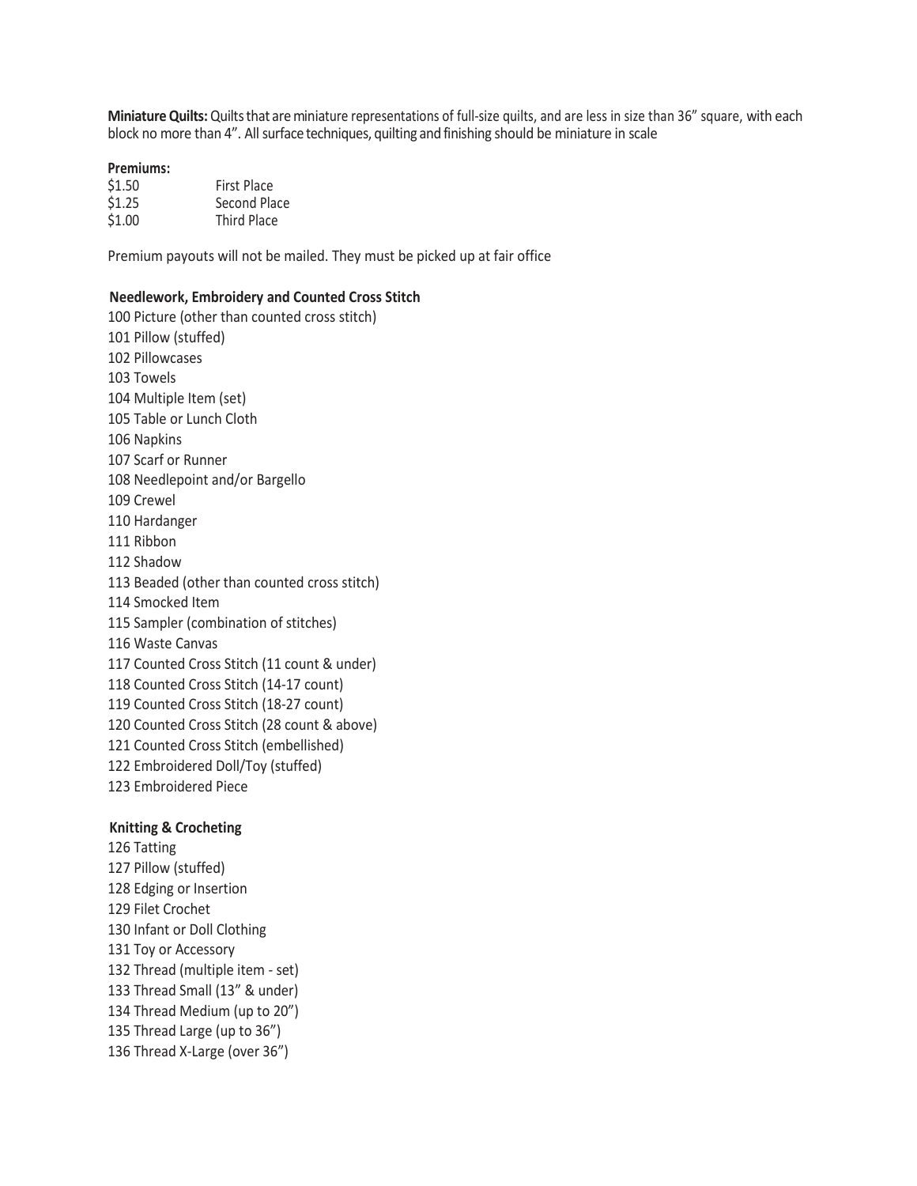**Miniature Quilts:** Quilts that are miniature representations of full-size quilts, and are less in size than 36" square, with each block no more than 4". All surface techniques, quilting and finishing should be miniature in scale

**Premiums:**

| | |
|---|---|
| $1.50 | First Place |
| $1.25 | Second Place |
| $1.00 | Third Place |

Premium payouts will not be mailed. They must be picked up at fair office

**Needlework, Embroidery and Counted Cross Stitch**

100 Picture (other than counted cross stitch)
101 Pillow (stuffed)
102 Pillowcases
103 Towels
104 Multiple Item (set)
105 Table or Lunch Cloth
106 Napkins
107 Scarf or Runner
108 Needlepoint and/or Bargello
109 Crewel
110 Hardanger
111 Ribbon
112 Shadow
113 Beaded (other than counted cross stitch)
114 Smocked Item
115 Sampler (combination of stitches)
116 Waste Canvas
117 Counted Cross Stitch (11 count & under)
118 Counted Cross Stitch (14-17 count)
119 Counted Cross Stitch (18-27 count)
120 Counted Cross Stitch (28 count & above)
121 Counted Cross Stitch (embellished)
122 Embroidered Doll/Toy (stuffed)
123 Embroidered Piece

**Knitting & Crocheting**

126 Tatting
127 Pillow (stuffed)
128 Edging or Insertion
129 Filet Crochet
130 Infant or Doll Clothing
131 Toy or Accessory
132 Thread (multiple item - set)
133 Thread Small (13" & under)
134 Thread Medium (up to 20")
135 Thread Large (up to 36")
136 Thread X-Large (over 36")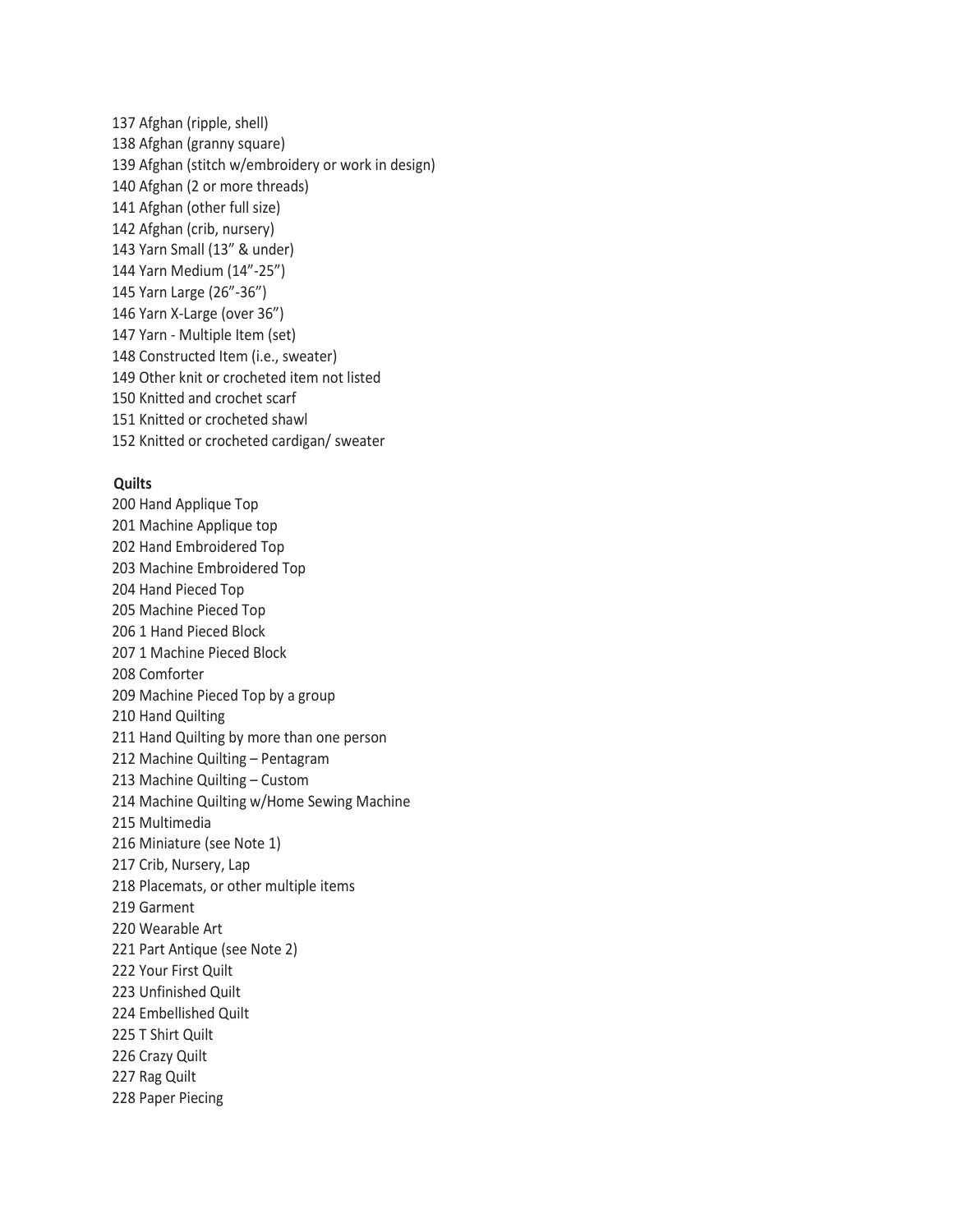137 Afghan (ripple, shell)
138 Afghan (granny square)
139 Afghan (stitch w/embroidery or work in design)
140 Afghan (2 or more threads)
141 Afghan (other full size)
142 Afghan (crib, nursery)
143 Yarn Small (13" & under)
144 Yarn Medium (14"-25")
145 Yarn Large (26"-36")
146 Yarn X-Large (over 36")
147 Yarn - Multiple Item (set)
148 Constructed Item (i.e., sweater)
149 Other knit or crocheted item not listed
150 Knitted and crochet scarf
151 Knitted or crocheted shawl
152 Knitted or crocheted cardigan/ sweater

**Quilts**

200 Hand Applique Top
201 Machine Applique top
202 Hand Embroidered Top
203 Machine Embroidered Top
204 Hand Pieced Top
205 Machine Pieced Top
206 1 Hand Pieced Block
207 1 Machine Pieced Block
208 Comforter
209 Machine Pieced Top by a group
210 Hand Quilting
211 Hand Quilting by more than one person
212 Machine Quilting – Pentagram
213 Machine Quilting – Custom
214 Machine Quilting w/Home Sewing Machine
215 Multimedia
216 Miniature (see Note 1)
217 Crib, Nursery, Lap
218 Placemats, or other multiple items
219 Garment
220 Wearable Art
221 Part Antique (see Note 2)
222 Your First Quilt
223 Unfinished Quilt
224 Embellished Quilt
225 T Shirt Quilt
226 Crazy Quilt
227 Rag Quilt
228 Paper Piecing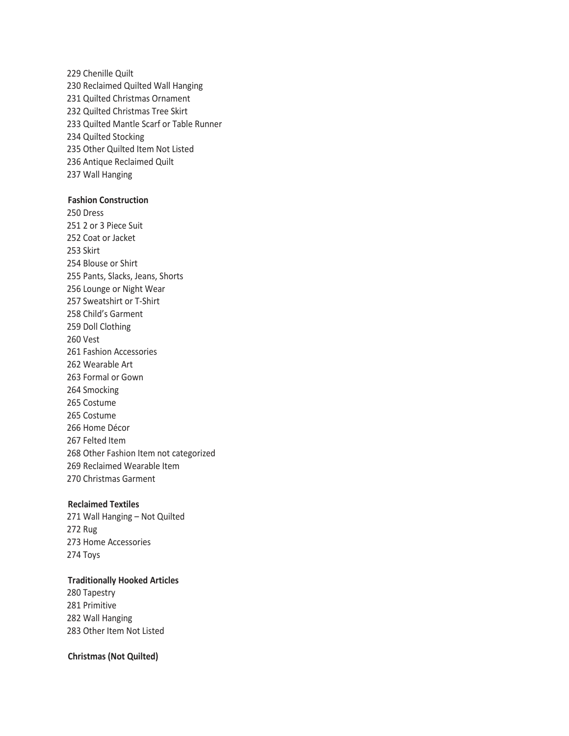229 Chenille Quilt
230 Reclaimed Quilted Wall Hanging
231 Quilted Christmas Ornament
232 Quilted Christmas Tree Skirt
233 Quilted Mantle Scarf or Table Runner
234 Quilted Stocking
235 Other Quilted Item Not Listed
236 Antique Reclaimed Quilt
237 Wall Hanging

**Fashion Construction**

250 Dress
251 2 or 3 Piece Suit
252 Coat or Jacket
253 Skirt
254 Blouse or Shirt
255 Pants, Slacks, Jeans, Shorts
256 Lounge or Night Wear
257 Sweatshirt or T-Shirt
258 Child's Garment
259 Doll Clothing
260 Vest
261 Fashion Accessories
262 Wearable Art
263 Formal or Gown
264 Smocking
265 Costume
265 Costume
266 Home Décor
267 Felted Item
268 Other Fashion Item not categorized
269 Reclaimed Wearable Item
270 Christmas Garment

**Reclaimed Textiles**

271 Wall Hanging – Not Quilted
272 Rug
273 Home Accessories
274 Toys

**Traditionally Hooked Articles**

280 Tapestry
281 Primitive
282 Wall Hanging
283 Other Item Not Listed

**Christmas (Not Quilted)**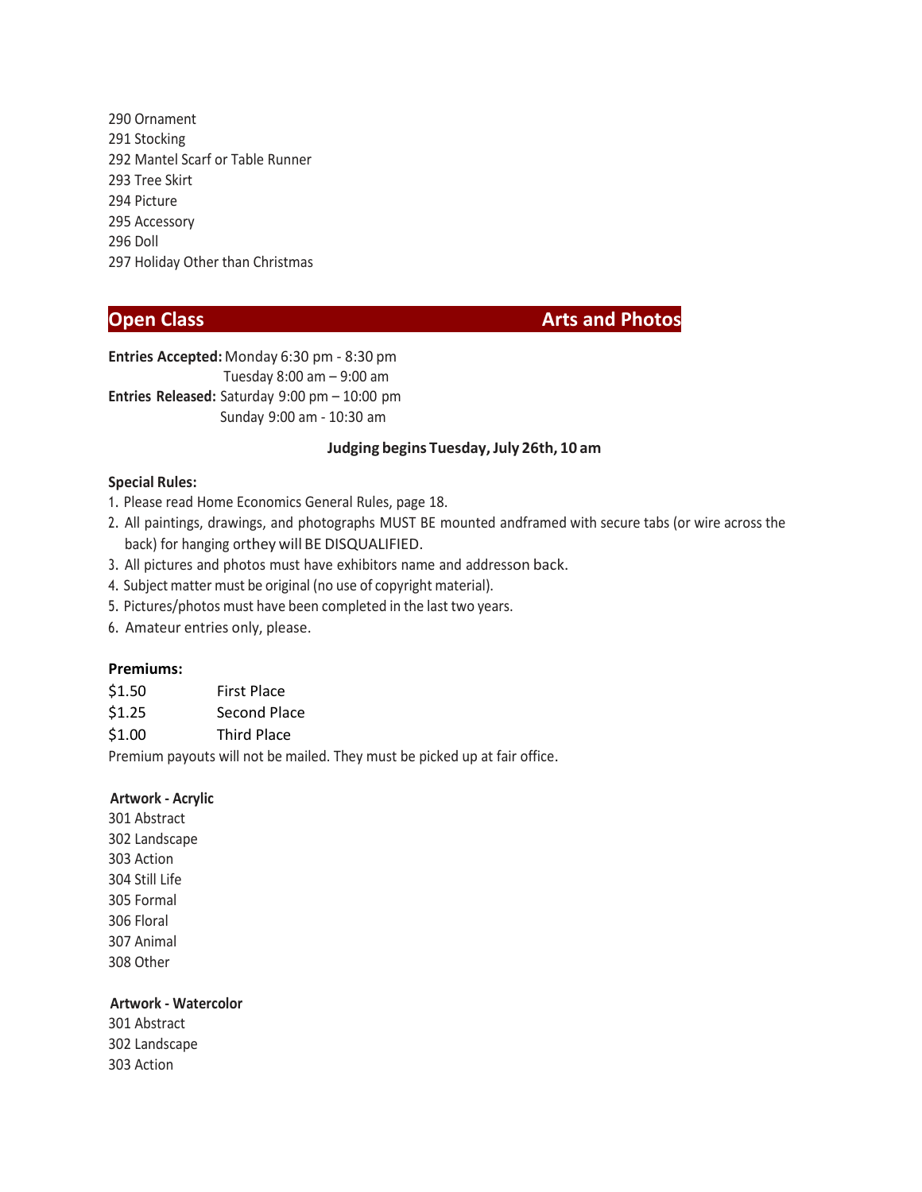290 Ornament
291 Stocking
292 Mantel Scarf or Table Runner
293 Tree Skirt
294 Picture
295 Accessory
296 Doll
297 Holiday Other than Christmas

## Open Class — Arts and Photos

**Entries Accepted:** Monday 6:30 pm - 8:30 pm
Tuesday 8:00 am – 9:00 am
**Entries Released:** Saturday 9:00 pm – 10:00 pm
Sunday 9:00 am - 10:30 am

**Judging begins Tuesday, July 26th, 10 am**

**Special Rules:**

1. Please read Home Economics General Rules, page 18.
2. All paintings, drawings, and photographs MUST BE mounted andframed with secure tabs (or wire across the back) for hanging orthey will BE DISQUALIFIED.
3. All pictures and photos must have exhibitors name and addresson back.
4. Subject matter must be original (no use of copyright material).
5. Pictures/photos must have been completed in the last two years.
6. Amateur entries only, please.

**Premiums:**

| | |
|---|---|
| $1.50 | First Place |
| $1.25 | Second Place |
| $1.00 | Third Place |

Premium payouts will not be mailed. They must be picked up at fair office.

**Artwork - Acrylic**

301 Abstract
302 Landscape
303 Action
304 Still Life
305 Formal
306 Floral
307 Animal
308 Other

**Artwork - Watercolor**

301 Abstract
302 Landscape
303 Action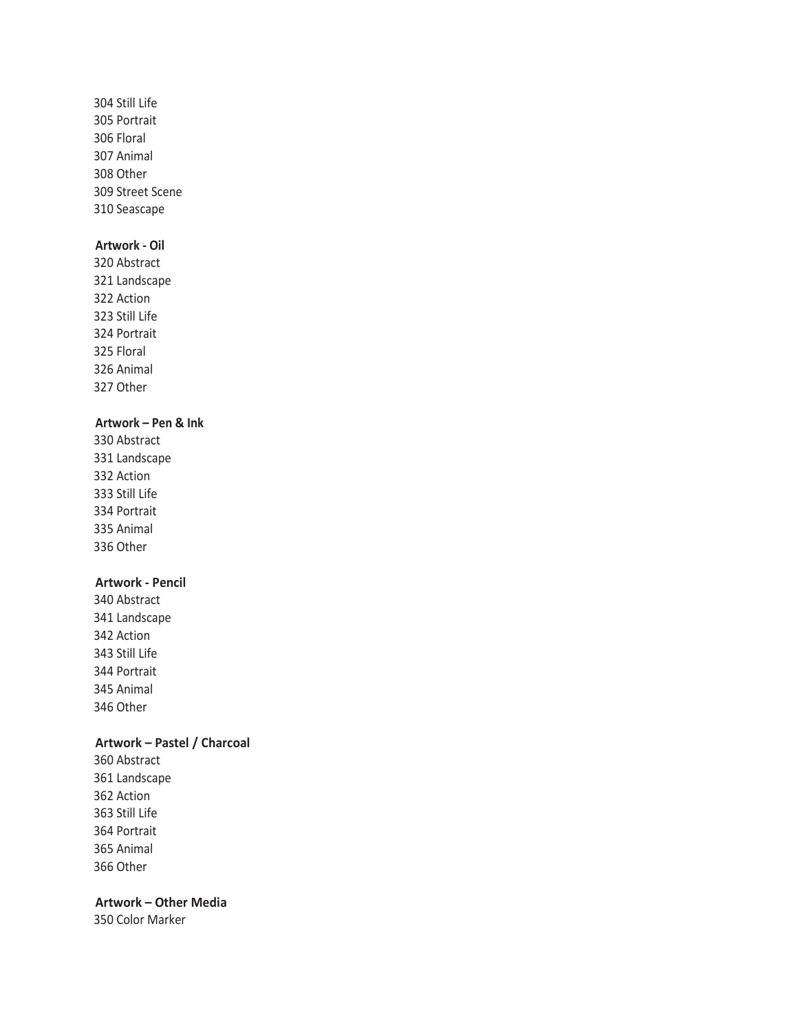304 Still Life
305 Portrait
306 Floral
307 Animal
308 Other
309 Street Scene
310 Seascape

**Artwork - Oil**

320 Abstract
321 Landscape
322 Action
323 Still Life
324 Portrait
325 Floral
326 Animal
327 Other

**Artwork – Pen & Ink**

330 Abstract
331 Landscape
332 Action
333 Still Life
334 Portrait
335 Animal
336 Other

**Artwork - Pencil**

340 Abstract
341 Landscape
342 Action
343 Still Life
344 Portrait
345 Animal
346 Other

**Artwork – Pastel / Charcoal**

360 Abstract
361 Landscape
362 Action
363 Still Life
364 Portrait
365 Animal
366 Other

**Artwork – Other Media**

350 Color Marker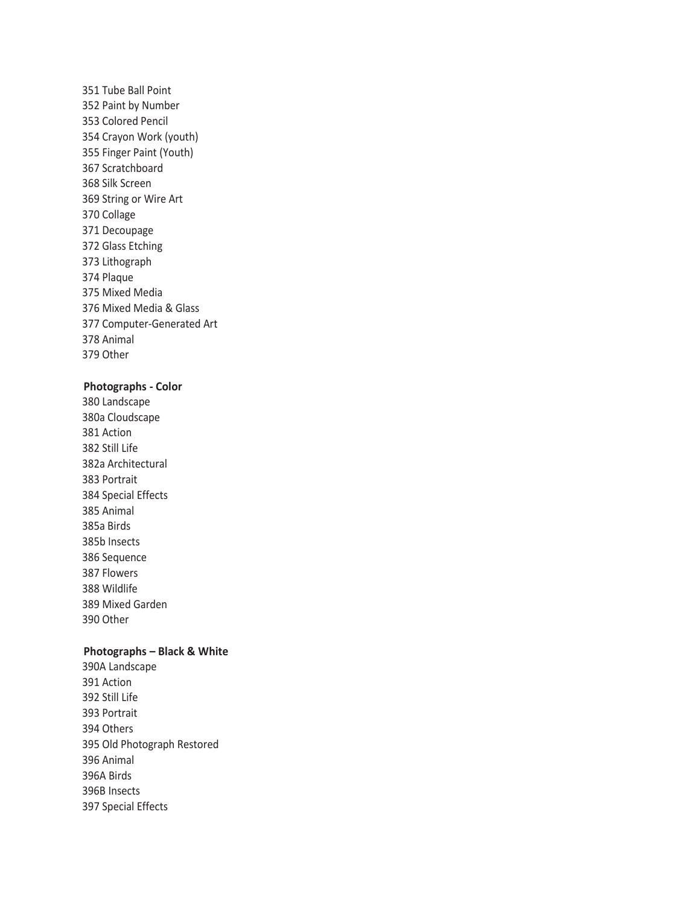351 Tube Ball Point
352 Paint by Number
353 Colored Pencil
354 Crayon Work (youth)
355 Finger Paint (Youth)
367 Scratchboard
368 Silk Screen
369 String or Wire Art
370 Collage
371 Decoupage
372 Glass Etching
373 Lithograph
374 Plaque
375 Mixed Media
376 Mixed Media & Glass
377 Computer-Generated Art
378 Animal
379 Other

**Photographs - Color**

380 Landscape
380a Cloudscape
381 Action
382 Still Life
382a Architectural
383 Portrait
384 Special Effects
385 Animal
385a Birds
385b Insects
386 Sequence
387 Flowers
388 Wildlife
389 Mixed Garden
390 Other

**Photographs – Black & White**

390A Landscape
391 Action
392 Still Life
393 Portrait
394 Others
395 Old Photograph Restored
396 Animal
396A Birds
396B Insects
397 Special Effects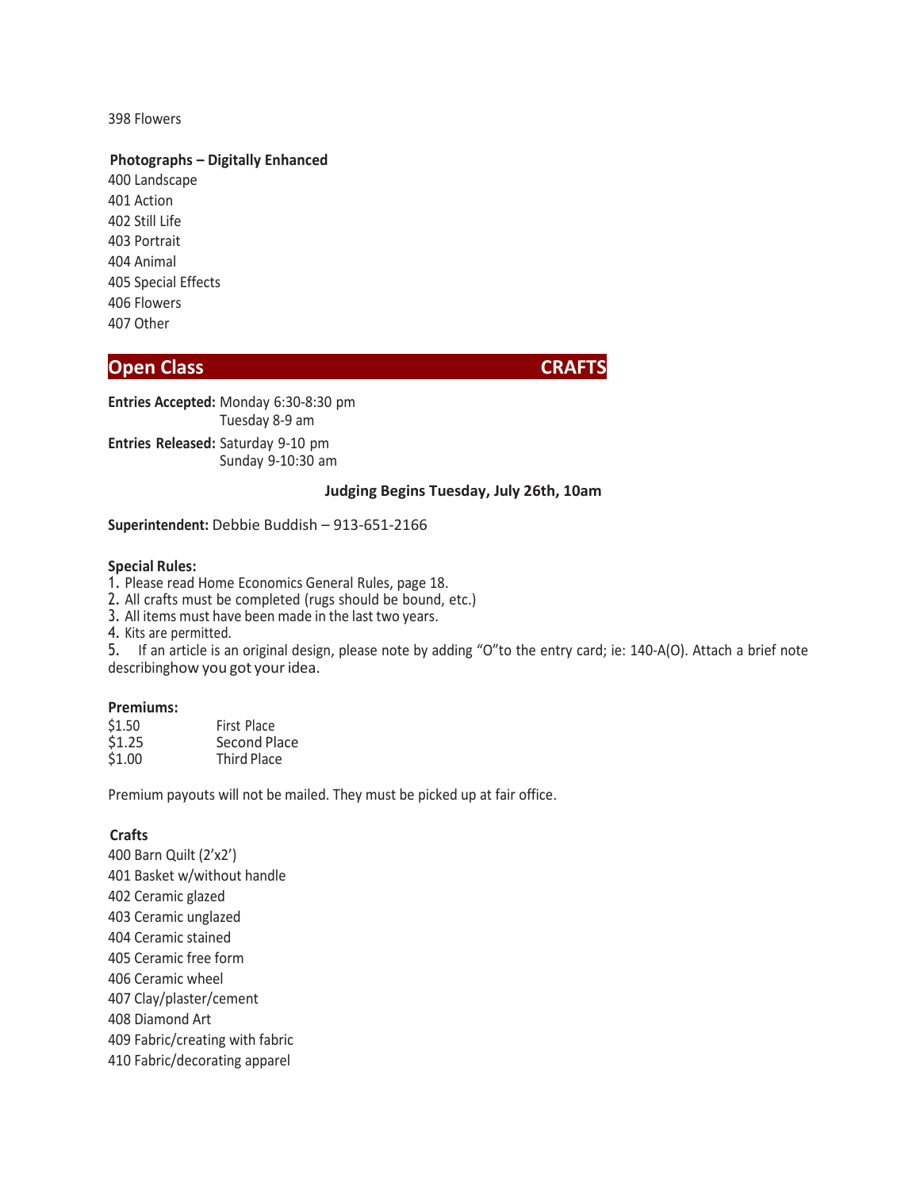398 Flowers

**Photographs – Digitally Enhanced**

400 Landscape
401 Action
402 Still Life
403 Portrait
404 Animal
405 Special Effects
406 Flowers
407 Other

## Open Class CRAFTS

**Entries Accepted:** Monday 6:30-8:30 pm
Tuesday 8-9 am

**Entries Released:** Saturday 9-10 pm
Sunday 9-10:30 am

**Judging Begins Tuesday, July 26th, 10am**

**Superintendent:** Debbie Buddish – 913-651-2166

**Special Rules:**

1. Please read Home Economics General Rules, page 18.
2. All crafts must be completed (rugs should be bound, etc.)
3. All items must have been made in the last two years.
4. Kits are permitted.
5. If an article is an original design, please note by adding "O"to the entry card; ie: 140-A(O). Attach a brief note describinghow you got your idea.

**Premiums:**

| | |
|---|---|
| $1.50 | First Place |
| $1.25 | Second Place |
| $1.00 | Third Place |

Premium payouts will not be mailed. They must be picked up at fair office.

**Crafts**

400 Barn Quilt (2'x2')
401 Basket w/without handle
402 Ceramic glazed
403 Ceramic unglazed
404 Ceramic stained
405 Ceramic free form
406 Ceramic wheel
407 Clay/plaster/cement
408 Diamond Art
409 Fabric/creating with fabric
410 Fabric/decorating apparel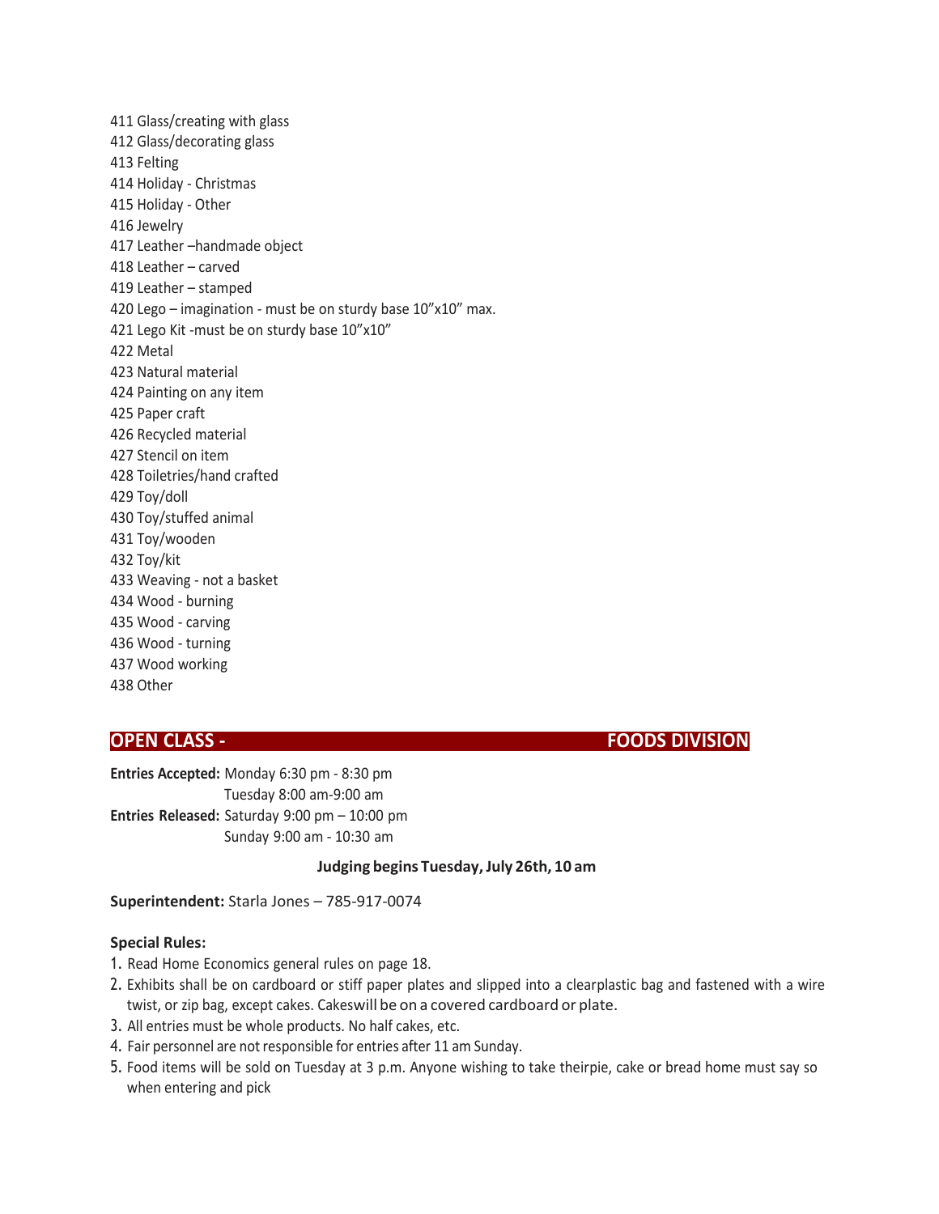411 Glass/creating with glass
412 Glass/decorating glass
413 Felting
414 Holiday - Christmas
415 Holiday - Other
416 Jewelry
417 Leather –handmade object
418 Leather – carved
419 Leather – stamped
420 Lego – imagination - must be on sturdy base 10"x10" max.
421 Lego Kit -must be on sturdy base 10"x10"
422 Metal
423 Natural material
424 Painting on any item
425 Paper craft
426 Recycled material
427 Stencil on item
428 Toiletries/hand crafted
429 Toy/doll
430 Toy/stuffed animal
431 Toy/wooden
432 Toy/kit
433 Weaving - not a basket
434 Wood - burning
435 Wood - carving
436 Wood - turning
437 Wood working
438 Other

## OPEN CLASS - FOODS DIVISION

**Entries Accepted:** Monday 6:30 pm - 8:30 pm
Tuesday 8:00 am-9:00 am
**Entries Released:** Saturday 9:00 pm – 10:00 pm
Sunday 9:00 am - 10:30 am

**Judging begins Tuesday, July 26th, 10 am**

**Superintendent:** Starla Jones – 785-917-0074

**Special Rules:**

1. Read Home Economics general rules on page 18.
2. Exhibits shall be on cardboard or stiff paper plates and slipped into a clearplastic bag and fastened with a wire twist, or zip bag, except cakes. Cakeswill be on a covered cardboard or plate.
3. All entries must be whole products. No half cakes, etc.
4. Fair personnel are not responsible for entries after 11 am Sunday.
5. Food items will be sold on Tuesday at 3 p.m. Anyone wishing to take theirpie, cake or bread home must say so when entering and pick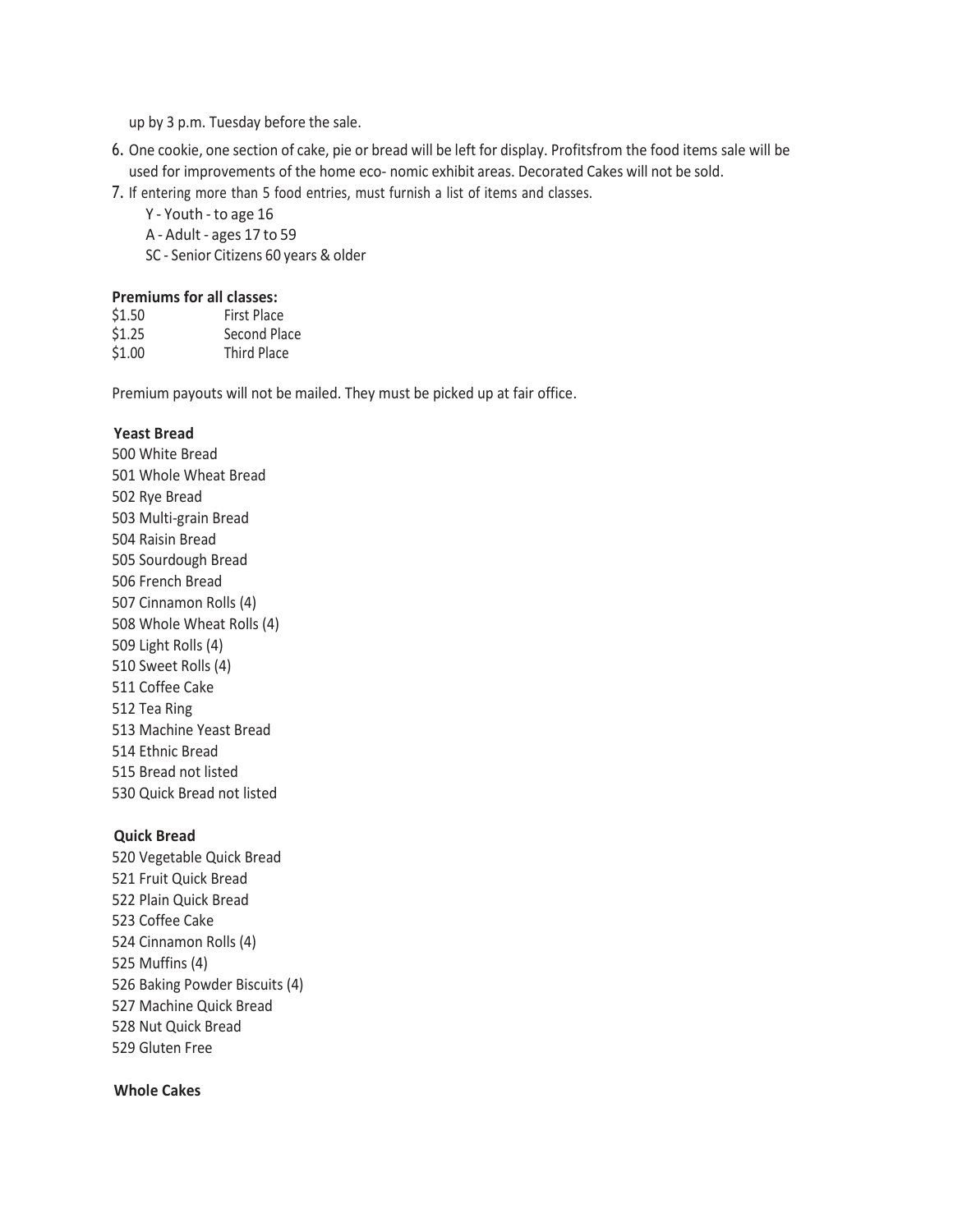up by 3 p.m. Tuesday before the sale.

6. One cookie, one section of cake, pie or bread will be left for display. Profitsfrom the food items sale will be used for improvements of the home eco- nomic exhibit areas. Decorated Cakes will not be sold.
7. If entering more than 5 food entries, must furnish a list of items and classes.

   Y - Youth - to age 16
   A - Adult - ages 17 to 59
   SC - Senior Citizens 60 years & older

**Premiums for all classes:**

| | |
|---|---|
| $1.50 | First Place |
| $1.25 | Second Place |
| $1.00 | Third Place |

Premium payouts will not be mailed. They must be picked up at fair office.

**Yeast Bread**

500 White Bread
501 Whole Wheat Bread
502 Rye Bread
503 Multi-grain Bread
504 Raisin Bread
505 Sourdough Bread
506 French Bread
507 Cinnamon Rolls (4)
508 Whole Wheat Rolls (4)
509 Light Rolls (4)
510 Sweet Rolls (4)
511 Coffee Cake
512 Tea Ring
513 Machine Yeast Bread
514 Ethnic Bread
515 Bread not listed
530 Quick Bread not listed

**Quick Bread**

520 Vegetable Quick Bread
521 Fruit Quick Bread
522 Plain Quick Bread
523 Coffee Cake
524 Cinnamon Rolls (4)
525 Muffins (4)
526 Baking Powder Biscuits (4)
527 Machine Quick Bread
528 Nut Quick Bread
529 Gluten Free

**Whole Cakes**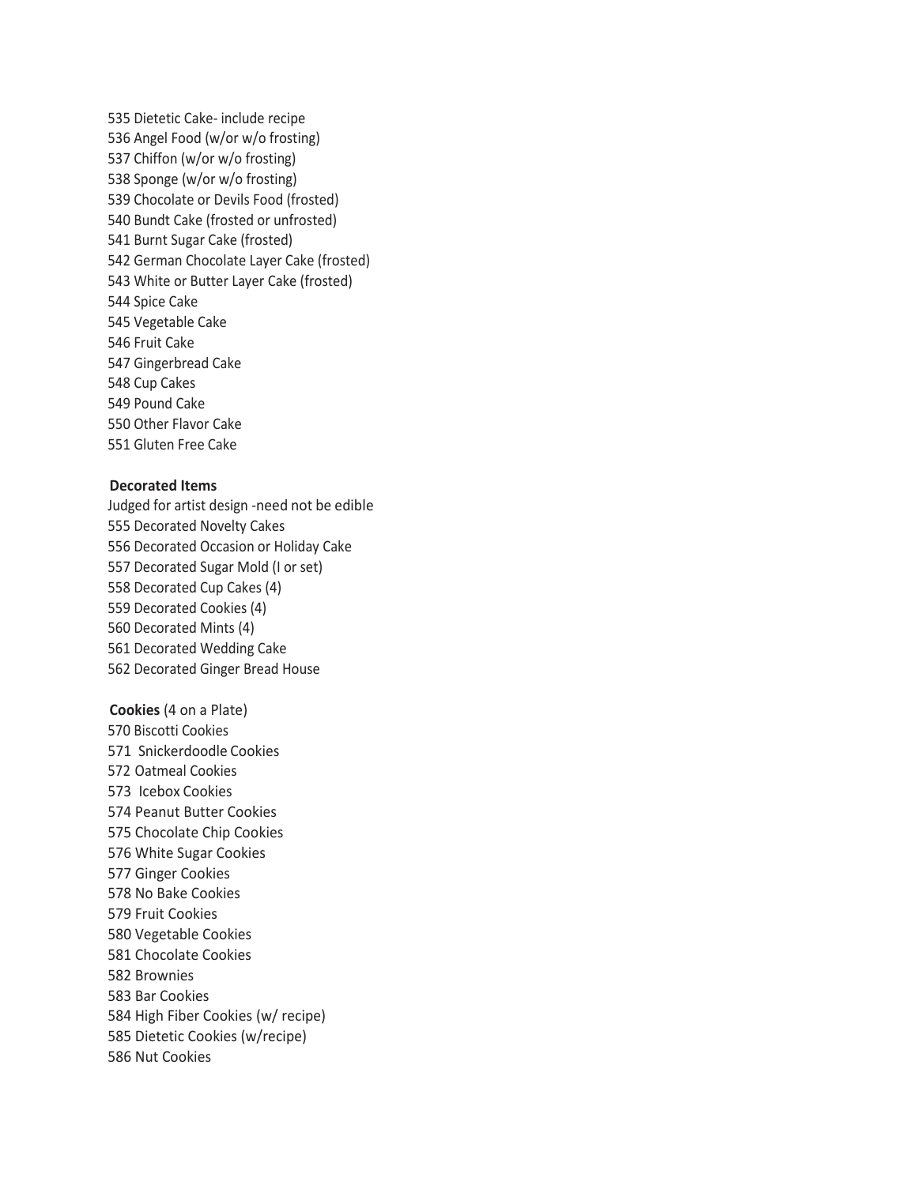535 Dietetic Cake- include recipe
536 Angel Food (w/or w/o frosting)
537 Chiffon (w/or w/o frosting)
538 Sponge (w/or w/o frosting)
539 Chocolate or Devils Food (frosted)
540 Bundt Cake (frosted or unfrosted)
541 Burnt Sugar Cake (frosted)
542 German Chocolate Layer Cake (frosted)
543 White or Butter Layer Cake (frosted)
544 Spice Cake
545 Vegetable Cake
546 Fruit Cake
547 Gingerbread Cake
548 Cup Cakes
549 Pound Cake
550 Other Flavor Cake
551 Gluten Free Cake

**Decorated Items**

Judged for artist design -need not be edible
555 Decorated Novelty Cakes
556 Decorated Occasion or Holiday Cake
557 Decorated Sugar Mold (I or set)
558 Decorated Cup Cakes (4)
559 Decorated Cookies (4)
560 Decorated Mints (4)
561 Decorated Wedding Cake
562 Decorated Ginger Bread House

**Cookies** (4 on a Plate)
570 Biscotti Cookies
571 Snickerdoodle Cookies
572 Oatmeal Cookies
573 Icebox Cookies
574 Peanut Butter Cookies
575 Chocolate Chip Cookies
576 White Sugar Cookies
577 Ginger Cookies
578 No Bake Cookies
579 Fruit Cookies
580 Vegetable Cookies
581 Chocolate Cookies
582 Brownies
583 Bar Cookies
584 High Fiber Cookies (w/ recipe)
585 Dietetic Cookies (w/recipe)
586 Nut Cookies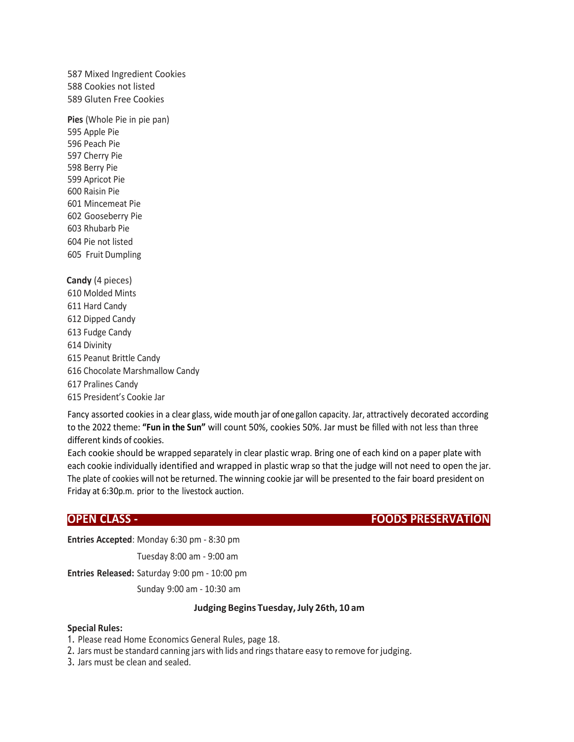587 Mixed Ingredient Cookies
588 Cookies not listed
589 Gluten Free Cookies

**Pies** (Whole Pie in pie pan)
595 Apple Pie
596 Peach Pie
597 Cherry Pie
598 Berry Pie
599 Apricot Pie
600 Raisin Pie
601 Mincemeat Pie
602 Gooseberry Pie
603 Rhubarb Pie
604 Pie not listed
605 Fruit Dumpling

**Candy** (4 pieces)
610 Molded Mints
611 Hard Candy
612 Dipped Candy
613 Fudge Candy
614 Divinity
615 Peanut Brittle Candy
616 Chocolate Marshmallow Candy
617 Pralines Candy
615 President's Cookie Jar

Fancy assorted cookies in a clear glass, wide mouth jar of one gallon capacity. Jar, attractively decorated according to the 2022 theme: **"Fun in the Sun"** will count 50%, cookies 50%. Jar must be filled with not less than three different kinds of cookies.
Each cookie should be wrapped separately in clear plastic wrap. Bring one of each kind on a paper plate with each cookie individually identified and wrapped in plastic wrap so that the judge will not need to open the jar. The plate of cookies will not be returned. The winning cookie jar will be presented to the fair board president on Friday at 6:30p.m. prior to the livestock auction.

## OPEN CLASS - FOODS PRESERVATION

**Entries Accepted**: Monday 6:30 pm - 8:30 pm
Tuesday 8:00 am - 9:00 am

**Entries Released:** Saturday 9:00 pm - 10:00 pm
Sunday 9:00 am - 10:30 am

**Judging Begins Tuesday, July 26th, 10 am**

**Special Rules:**

1. Please read Home Economics General Rules, page 18.
2. Jars must be standard canning jars with lids and rings thatare easy to remove for judging.
3. Jars must be clean and sealed.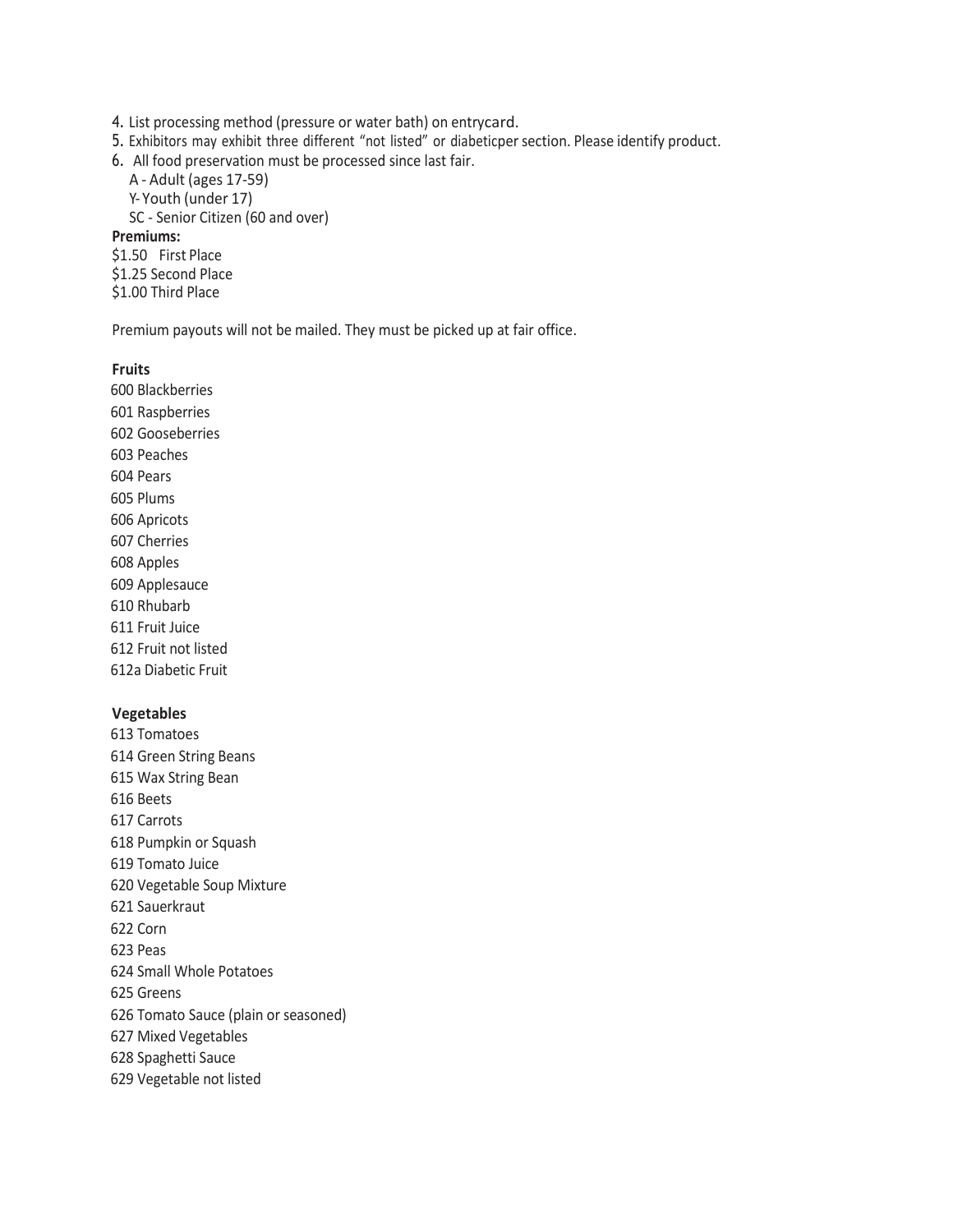4. List processing method (pressure or water bath) on entrycard.
5. Exhibitors may exhibit three different "not listed" or diabeticper section. Please identify product.
6. All food preservation must be processed since last fair.
   A - Adult (ages 17-59)
   Y- Youth (under 17)
   SC - Senior Citizen (60 and over)

**Premiums:**

$1.50 First Place
$1.25 Second Place
$1.00 Third Place

Premium payouts will not be mailed. They must be picked up at fair office.

**Fruits**

600 Blackberries
601 Raspberries
602 Gooseberries
603 Peaches
604 Pears
605 Plums
606 Apricots
607 Cherries
608 Apples
609 Applesauce
610 Rhubarb
611 Fruit Juice
612 Fruit not listed
612a Diabetic Fruit

**Vegetables**

613 Tomatoes
614 Green String Beans
615 Wax String Bean
616 Beets
617 Carrots
618 Pumpkin or Squash
619 Tomato Juice
620 Vegetable Soup Mixture
621 Sauerkraut
622 Corn
623 Peas
624 Small Whole Potatoes
625 Greens
626 Tomato Sauce (plain or seasoned)
627 Mixed Vegetables
628 Spaghetti Sauce
629 Vegetable not listed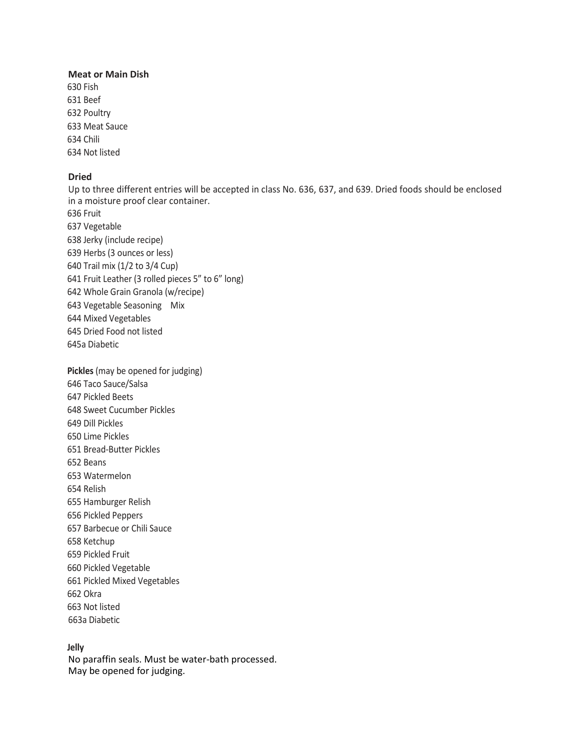**Meat or Main Dish**

630 Fish
631 Beef
632 Poultry
633 Meat Sauce
634 Chili
634 Not listed

**Dried**

Up to three different entries will be accepted in class No. 636, 637, and 639. Dried foods should be enclosed in a moisture proof clear container.

636 Fruit
637 Vegetable
638 Jerky (include recipe)
639 Herbs (3 ounces or less)
640 Trail mix (1/2 to 3/4 Cup)
641 Fruit Leather (3 rolled pieces 5" to 6" long)
642 Whole Grain Granola (w/recipe)
643 Vegetable Seasoning Mix
644 Mixed Vegetables
645 Dried Food not listed
645a Diabetic

**Pickles** (may be opened for judging)

646 Taco Sauce/Salsa
647 Pickled Beets
648 Sweet Cucumber Pickles
649 Dill Pickles
650 Lime Pickles
651 Bread-Butter Pickles
652 Beans
653 Watermelon
654 Relish
655 Hamburger Relish
656 Pickled Peppers
657 Barbecue or Chili Sauce
658 Ketchup
659 Pickled Fruit
660 Pickled Vegetable
661 Pickled Mixed Vegetables
662 Okra
663 Not listed
663a Diabetic

**Jelly**

No paraffin seals. Must be water-bath processed.
May be opened for judging.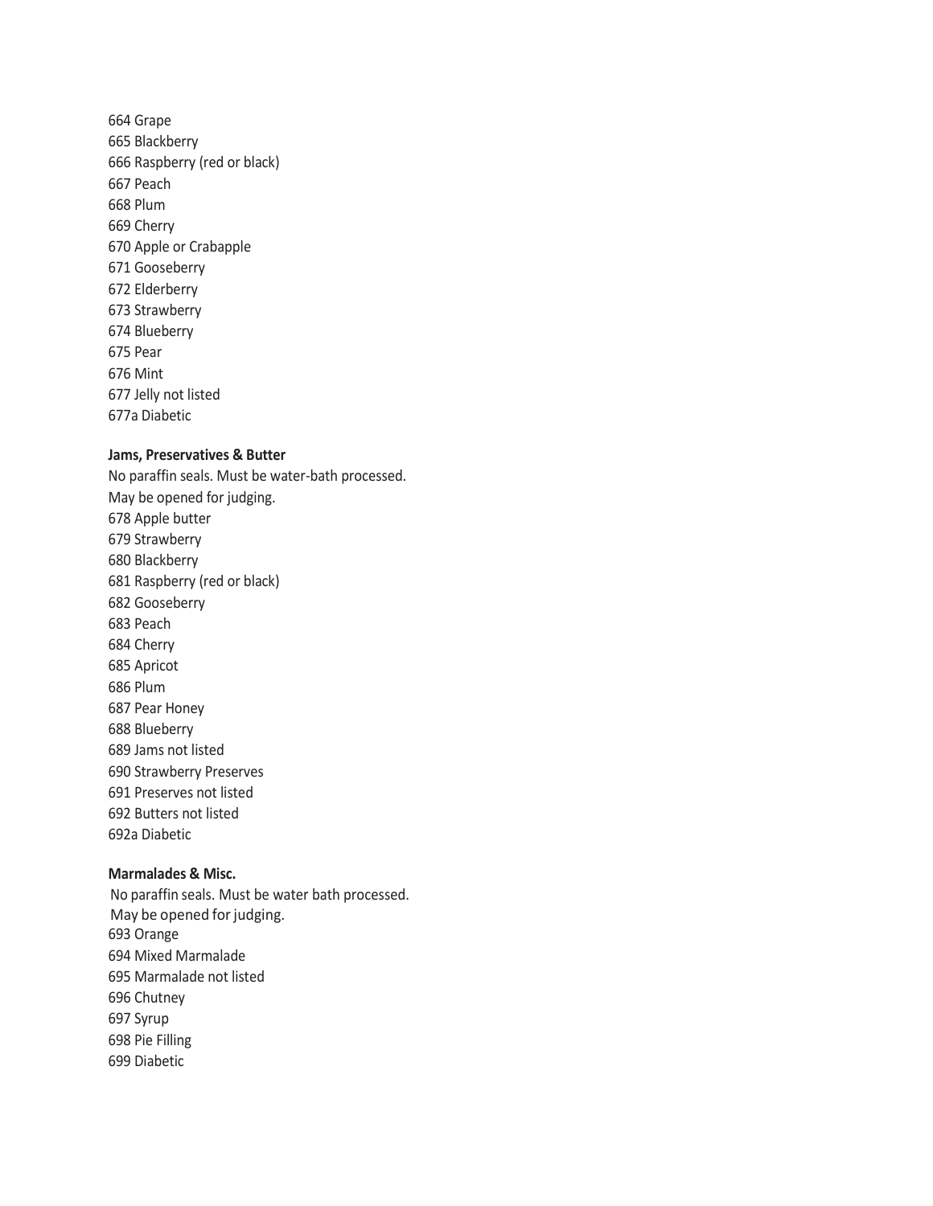664 Grape
665 Blackberry
666 Raspberry (red or black)
667 Peach
668 Plum
669 Cherry
670 Apple or Crabapple
671 Gooseberry
672 Elderberry
673 Strawberry
674 Blueberry
675 Pear
676 Mint
677 Jelly not listed
677a Diabetic

**Jams, Preservatives & Butter**

No paraffin seals. Must be water-bath processed.
May be opened for judging.

678 Apple butter
679 Strawberry
680 Blackberry
681 Raspberry (red or black)
682 Gooseberry
683 Peach
684 Cherry
685 Apricot
686 Plum
687 Pear Honey
688 Blueberry
689 Jams not listed
690 Strawberry Preserves
691 Preserves not listed
692 Butters not listed
692a Diabetic

**Marmalades & Misc.**

No paraffin seals. Must be water bath processed.
May be opened for judging.

693 Orange
694 Mixed Marmalade
695 Marmalade not listed
696 Chutney
697 Syrup
698 Pie Filling
699 Diabetic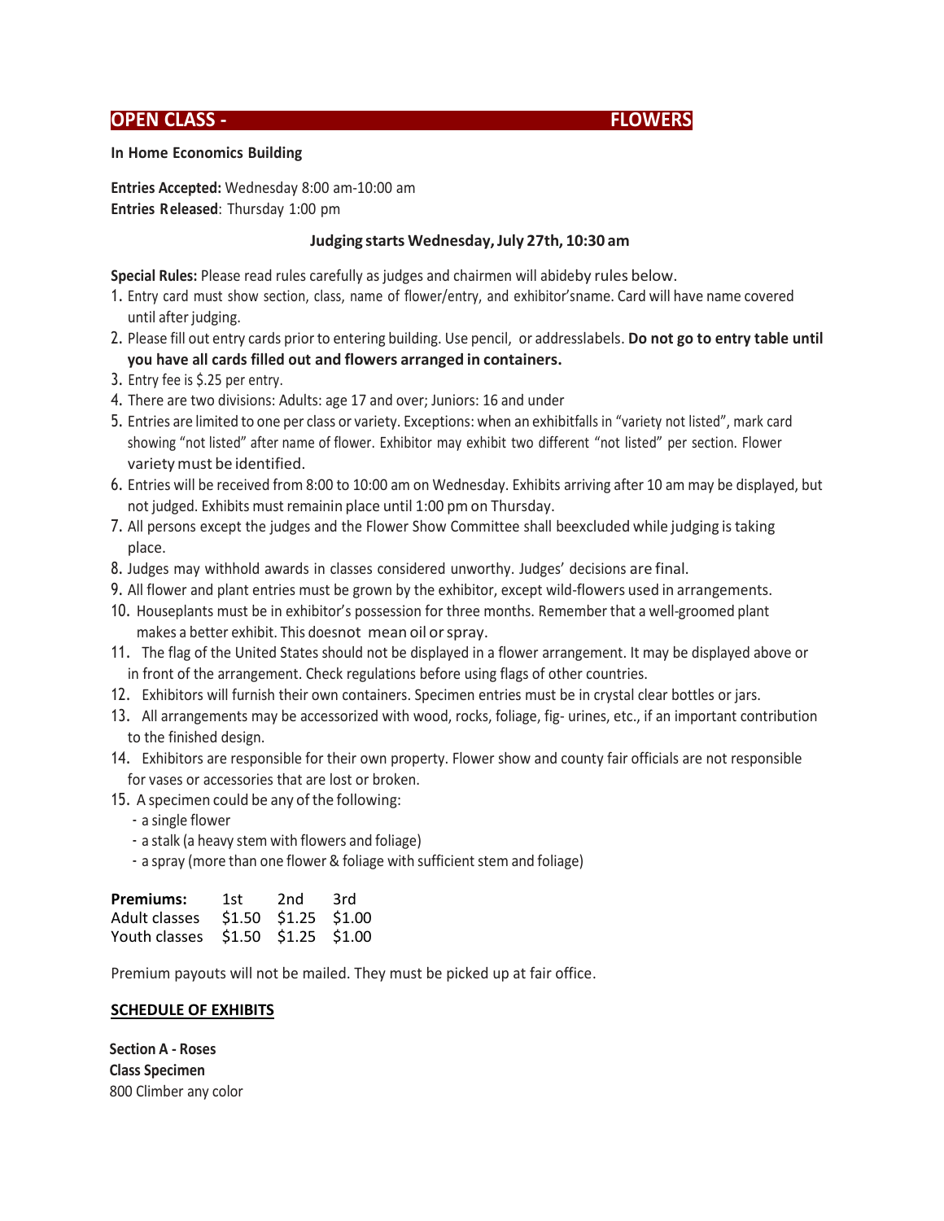## OPEN CLASS - FLOWERS

**In Home Economics Building**

**Entries Accepted:** Wednesday 8:00 am-10:00 am
**Entries Released**: Thursday 1:00 pm

**Judging starts Wednesday, July 27th, 10:30 am**

**Special Rules:** Please read rules carefully as judges and chairmen will abideby rules below.

1. Entry card must show section, class, name of flower/entry, and exhibitor'sname. Card will have name covered until after judging.
2. Please fill out entry cards prior to entering building. Use pencil, or addresslabels. **Do not go to entry table until you have all cards filled out and flowers arranged in containers.**
3. Entry fee is $.25 per entry.
4. There are two divisions: Adults: age 17 and over; Juniors: 16 and under
5. Entries are limited to one per class or variety. Exceptions: when an exhibitfalls in "variety not listed", mark card showing "not listed" after name of flower. Exhibitor may exhibit two different "not listed" per section. Flower variety must be identified.
6. Entries will be received from 8:00 to 10:00 am on Wednesday. Exhibits arriving after 10 am may be displayed, but not judged. Exhibits must remainin place until 1:00 pm on Thursday.
7. All persons except the judges and the Flower Show Committee shall beexcluded while judging is taking place.
8. Judges may withhold awards in classes considered unworthy. Judges' decisions are final.
9. All flower and plant entries must be grown by the exhibitor, except wild-flowers used in arrangements.
10. Houseplants must be in exhibitor's possession for three months. Remember that a well-groomed plant makes a better exhibit. This doesnot mean oil or spray.
11. The flag of the United States should not be displayed in a flower arrangement. It may be displayed above or in front of the arrangement. Check regulations before using flags of other countries.
12. Exhibitors will furnish their own containers. Specimen entries must be in crystal clear bottles or jars.
13. All arrangements may be accessorized with wood, rocks, foliage, fig- urines, etc., if an important contribution to the finished design.
14. Exhibitors are responsible for their own property. Flower show and county fair officials are not responsible for vases or accessories that are lost or broken.
15. A specimen could be any of the following:
    - a single flower
    - a stalk (a heavy stem with flowers and foliage)
    - a spray (more than one flower & foliage with sufficient stem and foliage)

| **Premiums:** | 1st | 2nd | 3rd |
|---|---|---|---|
| Adult classes | $1.50 | $1.25 | $1.00 |
| Youth classes | $1.50 | $1.25 | $1.00 |

Premium payouts will not be mailed. They must be picked up at fair office.

**SCHEDULE OF EXHIBITS**

**Section A - Roses**
**Class Specimen**
800 Climber any color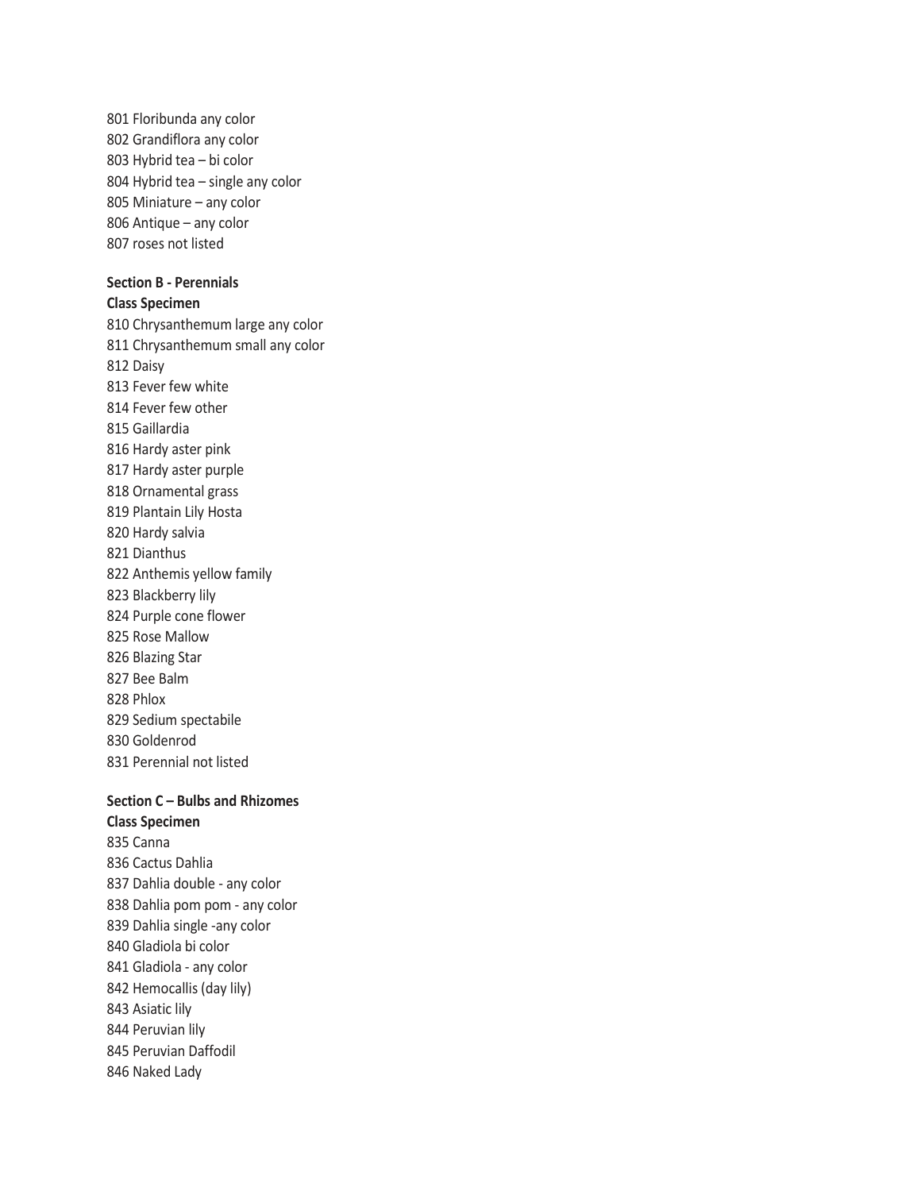801 Floribunda any color
802 Grandiflora any color
803 Hybrid tea – bi color
804 Hybrid tea – single any color
805 Miniature – any color
806 Antique – any color
807 roses not listed

**Section B - Perennials**
**Class Specimen**
810 Chrysanthemum large any color
811 Chrysanthemum small any color
812 Daisy
813 Fever few white
814 Fever few other
815 Gaillardia
816 Hardy aster pink
817 Hardy aster purple
818 Ornamental grass
819 Plantain Lily Hosta
820 Hardy salvia
821 Dianthus
822 Anthemis yellow family
823 Blackberry lily
824 Purple cone flower
825 Rose Mallow
826 Blazing Star
827 Bee Balm
828 Phlox
829 Sedium spectabile
830 Goldenrod
831 Perennial not listed

**Section C – Bulbs and Rhizomes**
**Class Specimen**
835 Canna
836 Cactus Dahlia
837 Dahlia double - any color
838 Dahlia pom pom - any color
839 Dahlia single -any color
840 Gladiola bi color
841 Gladiola - any color
842 Hemocallis (day lily)
843 Asiatic lily
844 Peruvian lily
845 Peruvian Daffodil
846 Naked Lady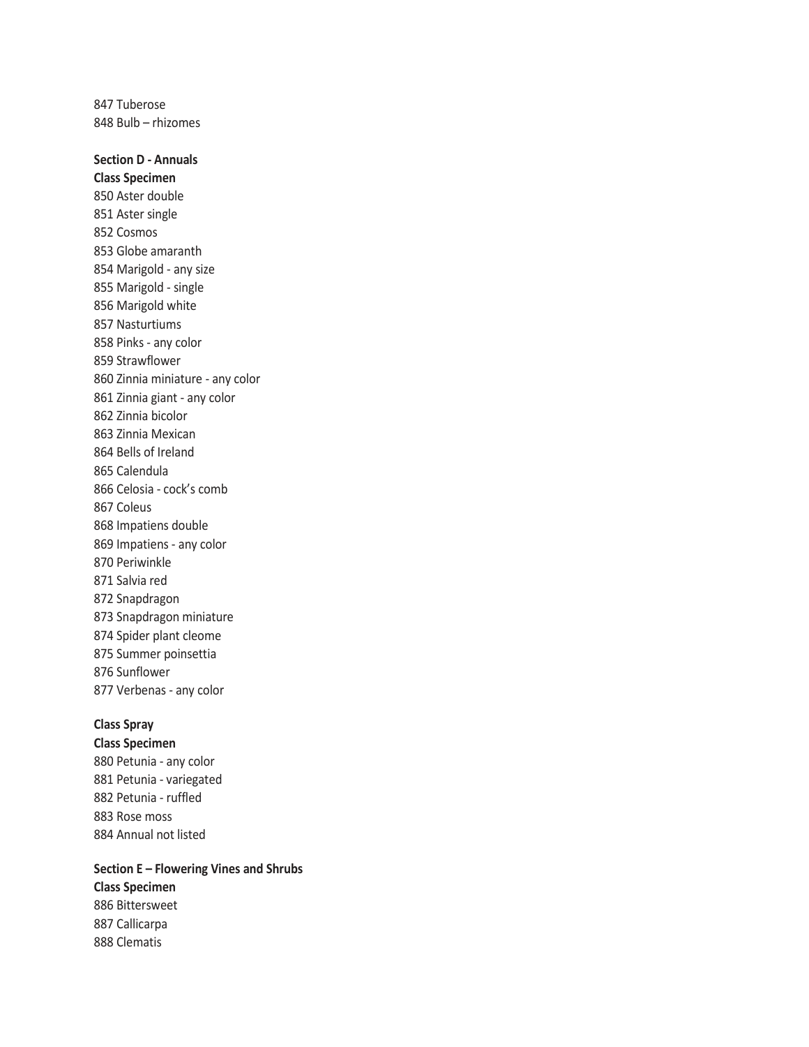847 Tuberose
848 Bulb – rhizomes

**Section D - Annuals**
**Class Specimen**
850 Aster double
851 Aster single
852 Cosmos
853 Globe amaranth
854 Marigold - any size
855 Marigold - single
856 Marigold white
857 Nasturtiums
858 Pinks - any color
859 Strawflower
860 Zinnia miniature - any color
861 Zinnia giant - any color
862 Zinnia bicolor
863 Zinnia Mexican
864 Bells of Ireland
865 Calendula
866 Celosia - cock's comb
867 Coleus
868 Impatiens double
869 Impatiens - any color
870 Periwinkle
871 Salvia red
872 Snapdragon
873 Snapdragon miniature
874 Spider plant cleome
875 Summer poinsettia
876 Sunflower
877 Verbenas - any color

**Class Spray**
**Class Specimen**
880 Petunia - any color
881 Petunia - variegated
882 Petunia - ruffled
883 Rose moss
884 Annual not listed

**Section E – Flowering Vines and Shrubs**
**Class Specimen**
886 Bittersweet
887 Callicarpa
888 Clematis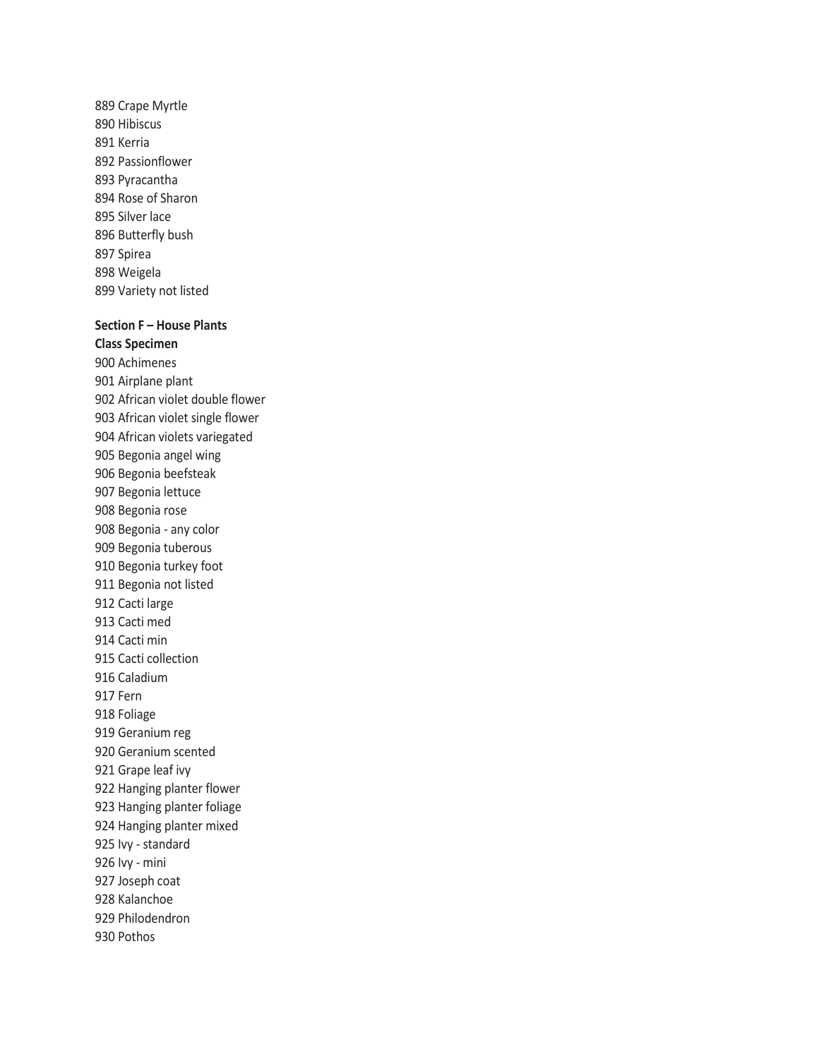889 Crape Myrtle
890 Hibiscus
891 Kerria
892 Passionflower
893 Pyracantha
894 Rose of Sharon
895 Silver lace
896 Butterfly bush
897 Spirea
898 Weigela
899 Variety not listed

**Section F – House Plants**
**Class Specimen**

900 Achimenes
901 Airplane plant
902 African violet double flower
903 African violet single flower
904 African violets variegated
905 Begonia angel wing
906 Begonia beefsteak
907 Begonia lettuce
908 Begonia rose
908 Begonia - any color
909 Begonia tuberous
910 Begonia turkey foot
911 Begonia not listed
912 Cacti large
913 Cacti med
914 Cacti min
915 Cacti collection
916 Caladium
917 Fern
918 Foliage
919 Geranium reg
920 Geranium scented
921 Grape leaf ivy
922 Hanging planter flower
923 Hanging planter foliage
924 Hanging planter mixed
925 Ivy - standard
926 Ivy - mini
927 Joseph coat
928 Kalanchoe
929 Philodendron
930 Pothos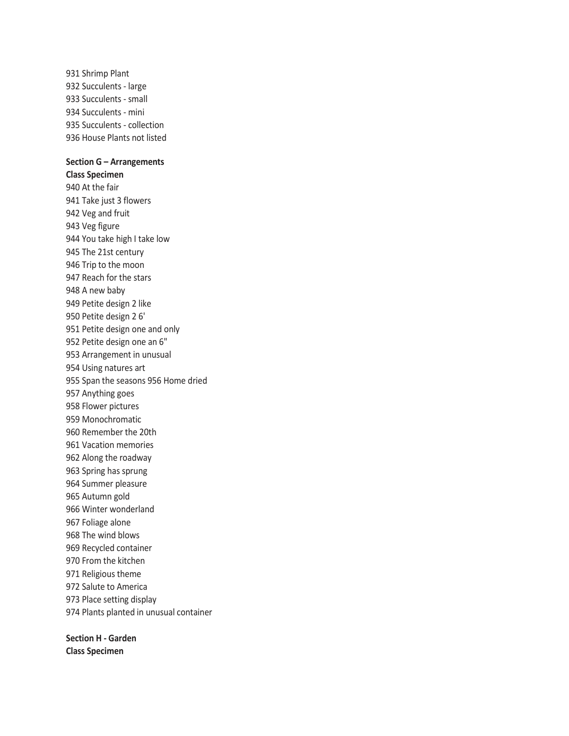931 Shrimp Plant
932 Succulents - large
933 Succulents - small
934 Succulents - mini
935 Succulents - collection
936 House Plants not listed

**Section G – Arrangements**
**Class Specimen**
940 At the fair
941 Take just 3 flowers
942 Veg and fruit
943 Veg figure
944 You take high I take low
945 The 21st century
946 Trip to the moon
947 Reach for the stars
948 A new baby
949 Petite design 2 like
950 Petite design 2 6'
951 Petite design one and only
952 Petite design one an 6"
953 Arrangement in unusual
954 Using natures art
955 Span the seasons 956 Home dried
957 Anything goes
958 Flower pictures
959 Monochromatic
960 Remember the 20th
961 Vacation memories
962 Along the roadway
963 Spring has sprung
964 Summer pleasure
965 Autumn gold
966 Winter wonderland
967 Foliage alone
968 The wind blows
969 Recycled container
970 From the kitchen
971 Religious theme
972 Salute to America
973 Place setting display
974 Plants planted in unusual container

**Section H - Garden**
**Class Specimen**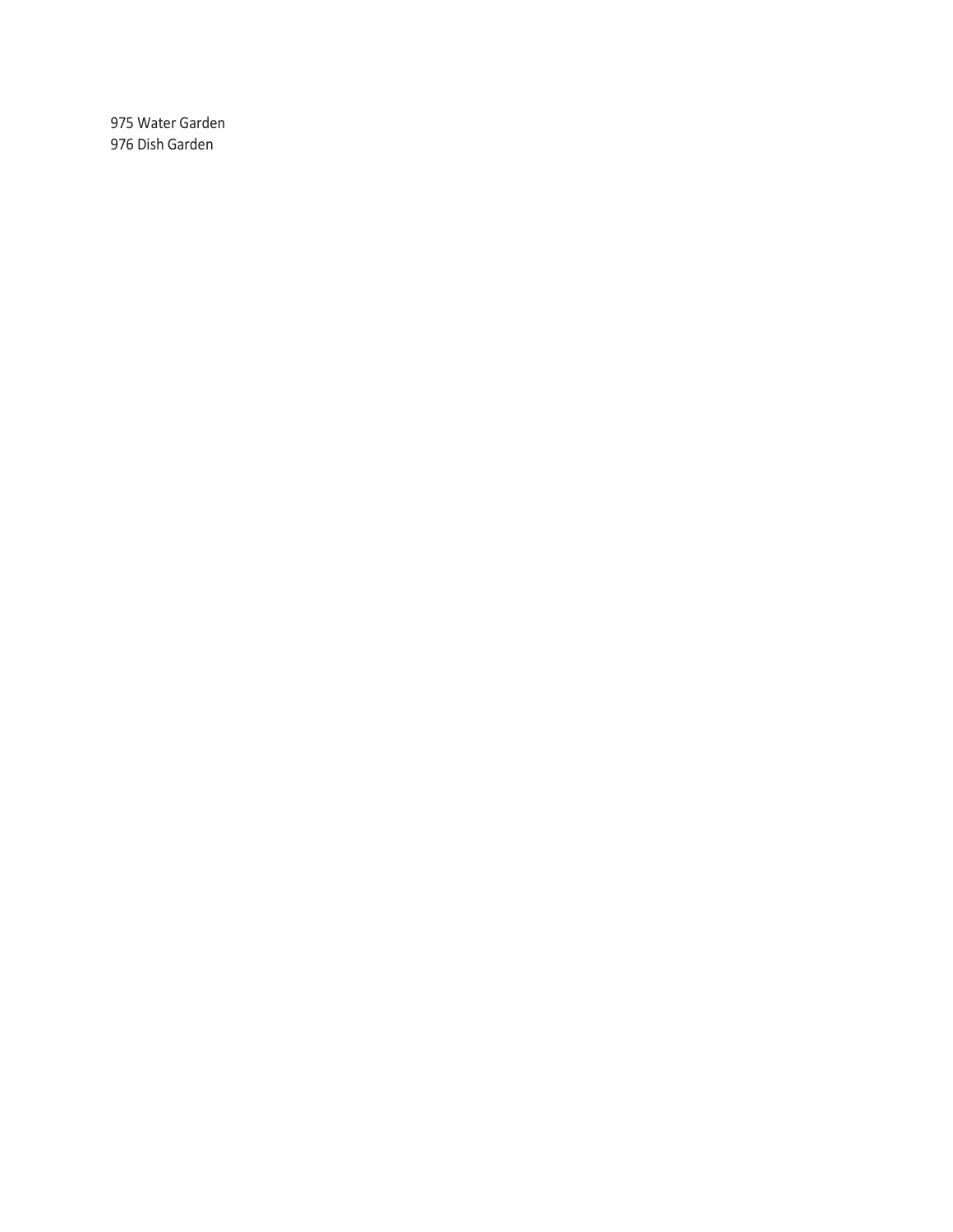975 Water Garden
976 Dish Garden